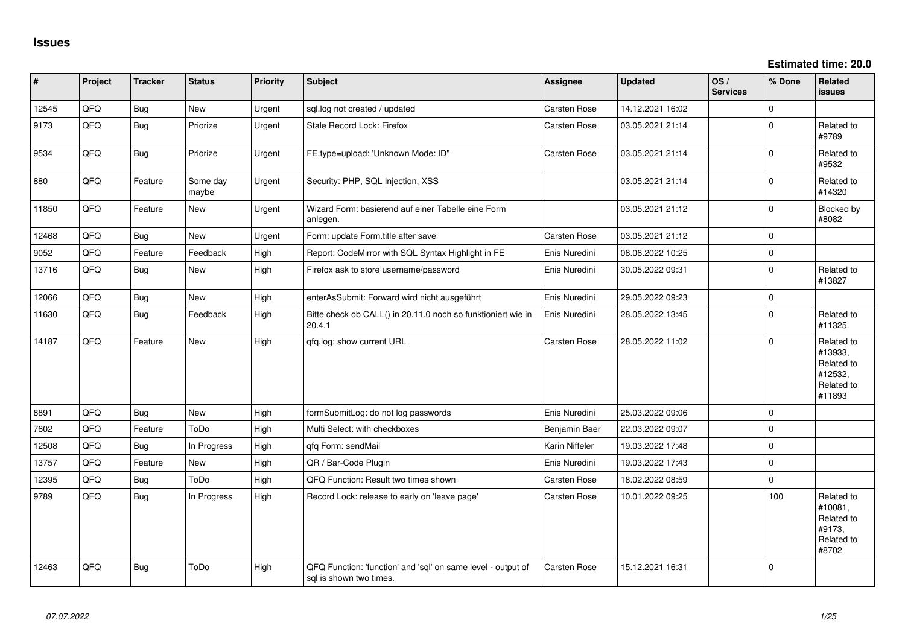# Issues

**Estimated time: 20.0**

| # | Project | Tracker | Status | Priority | Subject | Assignee | Updated | OS / Services | % Done | Related issues |
|---|---|---|---|---|---|---|---|---|---|---|
| 12545 | QFQ | Bug | New | Urgent | sql.log not created / updated | Carsten Rose | 14.12.2021 16:02 | | 0 | |
| 9173 | QFQ | Bug | Priorize | Urgent | Stale Record Lock: Firefox | Carsten Rose | 03.05.2021 21:14 | | 0 | Related to #9789 |
| 9534 | QFQ | Bug | Priorize | Urgent | FE.type=upload: 'Unknown Mode: ID" | Carsten Rose | 03.05.2021 21:14 | | 0 | Related to #9532 |
| 880 | QFQ | Feature | Some day maybe | Urgent | Security: PHP, SQL Injection, XSS | | 03.05.2021 21:14 | | 0 | Related to #14320 |
| 11850 | QFQ | Feature | New | Urgent | Wizard Form: basierend auf einer Tabelle eine Form anlegen. | | 03.05.2021 21:12 | | 0 | Blocked by #8082 |
| 12468 | QFQ | Bug | New | Urgent | Form: update Form.title after save | Carsten Rose | 03.05.2021 21:12 | | 0 | |
| 9052 | QFQ | Feature | Feedback | High | Report: CodeMirror with SQL Syntax Highlight in FE | Enis Nuredini | 08.06.2022 10:25 | | 0 | |
| 13716 | QFQ | Bug | New | High | Firefox ask to store username/password | Enis Nuredini | 30.05.2022 09:31 | | 0 | Related to #13827 |
| 12066 | QFQ | Bug | New | High | enterAsSubmit: Forward wird nicht ausgeführt | Enis Nuredini | 29.05.2022 09:23 | | 0 | |
| 11630 | QFQ | Bug | Feedback | High | Bitte check ob CALL() in 20.11.0 noch so funktioniert wie in 20.4.1 | Enis Nuredini | 28.05.2022 13:45 | | 0 | Related to #11325 |
| 14187 | QFQ | Feature | New | High | qfq.log: show current URL | Carsten Rose | 28.05.2022 11:02 | | 0 | Related to #13933, Related to #12532, Related to #11893 |
| 8891 | QFQ | Bug | New | High | formSubmitLog: do not log passwords | Enis Nuredini | 25.03.2022 09:06 | | 0 | |
| 7602 | QFQ | Feature | ToDo | High | Multi Select: with checkboxes | Benjamin Baer | 22.03.2022 09:07 | | 0 | |
| 12508 | QFQ | Bug | In Progress | High | qfq Form: sendMail | Karin Niffeler | 19.03.2022 17:48 | | 0 | |
| 13757 | QFQ | Feature | New | High | QR / Bar-Code Plugin | Enis Nuredini | 19.03.2022 17:43 | | 0 | |
| 12395 | QFQ | Bug | ToDo | High | QFQ Function: Result two times shown | Carsten Rose | 18.02.2022 08:59 | | 0 | |
| 9789 | QFQ | Bug | In Progress | High | Record Lock: release to early on 'leave page' | Carsten Rose | 10.01.2022 09:25 | | 100 | Related to #10081, Related to #9173, Related to #8702 |
| 12463 | QFQ | Bug | ToDo | High | QFQ Function: 'function' and 'sql' on same level - output of sql is shown two times. | Carsten Rose | 15.12.2021 16:31 | | 0 | |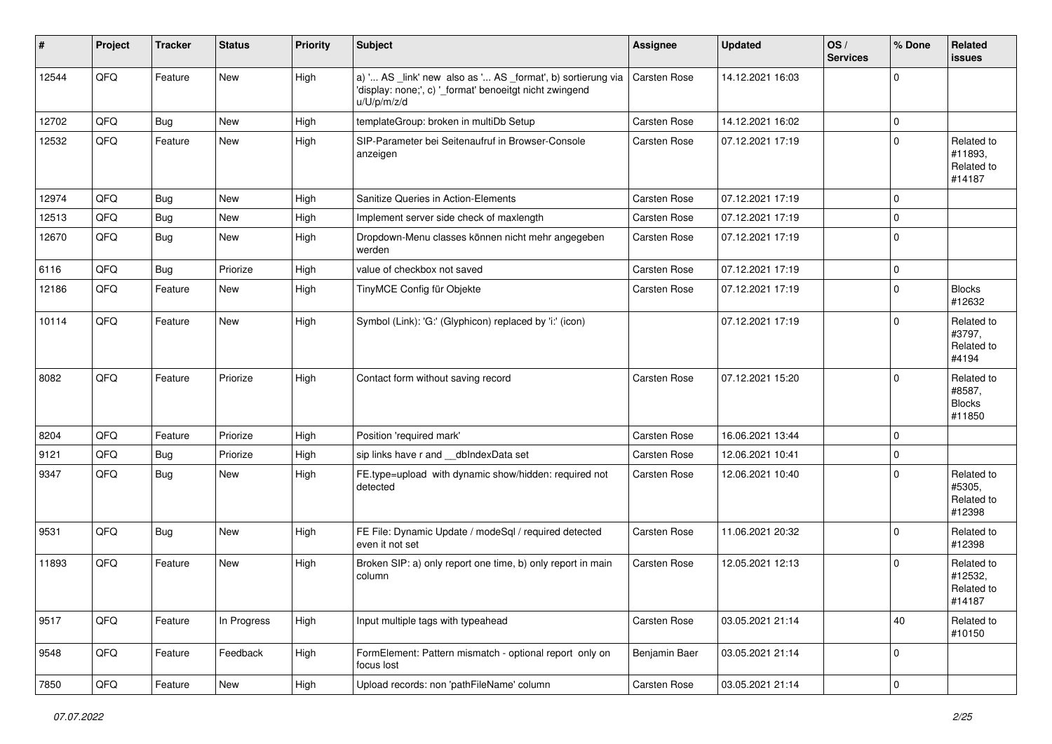| # | Project | Tracker | Status | Priority | Subject | Assignee | Updated | OS / Services | % Done | Related issues |
|---|---|---|---|---|---|---|---|---|---|---|
| 12544 | QFQ | Feature | New | High | a) '... AS _link' new also as '... AS _format', b) sortierung via 'display: none;', c) '_format' benoeitgt nicht zwingend u/U/p/m/z/d | Carsten Rose | 14.12.2021 16:03 | | 0 | |
| 12702 | QFQ | Bug | New | High | templateGroup: broken in multiDb Setup | Carsten Rose | 14.12.2021 16:02 | | 0 | |
| 12532 | QFQ | Feature | New | High | SIP-Parameter bei Seitenaufruf in Browser-Console anzeigen | Carsten Rose | 07.12.2021 17:19 | | 0 | Related to #11893, Related to #14187 |
| 12974 | QFQ | Bug | New | High | Sanitize Queries in Action-Elements | Carsten Rose | 07.12.2021 17:19 | | 0 | |
| 12513 | QFQ | Bug | New | High | Implement server side check of maxlength | Carsten Rose | 07.12.2021 17:19 | | 0 | |
| 12670 | QFQ | Bug | New | High | Dropdown-Menu classes können nicht mehr angegeben werden | Carsten Rose | 07.12.2021 17:19 | | 0 | |
| 6116 | QFQ | Bug | Priorize | High | value of checkbox not saved | Carsten Rose | 07.12.2021 17:19 | | 0 | |
| 12186 | QFQ | Feature | New | High | TinyMCE Config für Objekte | Carsten Rose | 07.12.2021 17:19 | | 0 | Blocks #12632 |
| 10114 | QFQ | Feature | New | High | Symbol (Link): 'G:' (Glyphicon) replaced by 'i:' (icon) | | 07.12.2021 17:19 | | 0 | Related to #3797, Related to #4194 |
| 8082 | QFQ | Feature | Priorize | High | Contact form without saving record | Carsten Rose | 07.12.2021 15:20 | | 0 | Related to #8587, Blocks #11850 |
| 8204 | QFQ | Feature | Priorize | High | Position 'required mark' | Carsten Rose | 16.06.2021 13:44 | | 0 | |
| 9121 | QFQ | Bug | Priorize | High | sip links have r and __dbIndexData set | Carsten Rose | 12.06.2021 10:41 | | 0 | |
| 9347 | QFQ | Bug | New | High | FE.type=upload with dynamic show/hidden: required not detected | Carsten Rose | 12.06.2021 10:40 | | 0 | Related to #5305, Related to #12398 |
| 9531 | QFQ | Bug | New | High | FE File: Dynamic Update / modeSql / required detected even it not set | Carsten Rose | 11.06.2021 20:32 | | 0 | Related to #12398 |
| 11893 | QFQ | Feature | New | High | Broken SIP: a) only report one time, b) only report in main column | Carsten Rose | 12.05.2021 12:13 | | 0 | Related to #12532, Related to #14187 |
| 9517 | QFQ | Feature | In Progress | High | Input multiple tags with typeahead | Carsten Rose | 03.05.2021 21:14 | | 40 | Related to #10150 |
| 9548 | QFQ | Feature | Feedback | High | FormElement: Pattern mismatch - optional report only on focus lost | Benjamin Baer | 03.05.2021 21:14 | | 0 | |
| 7850 | QFQ | Feature | New | High | Upload records: non 'pathFileName' column | Carsten Rose | 03.05.2021 21:14 | | 0 | |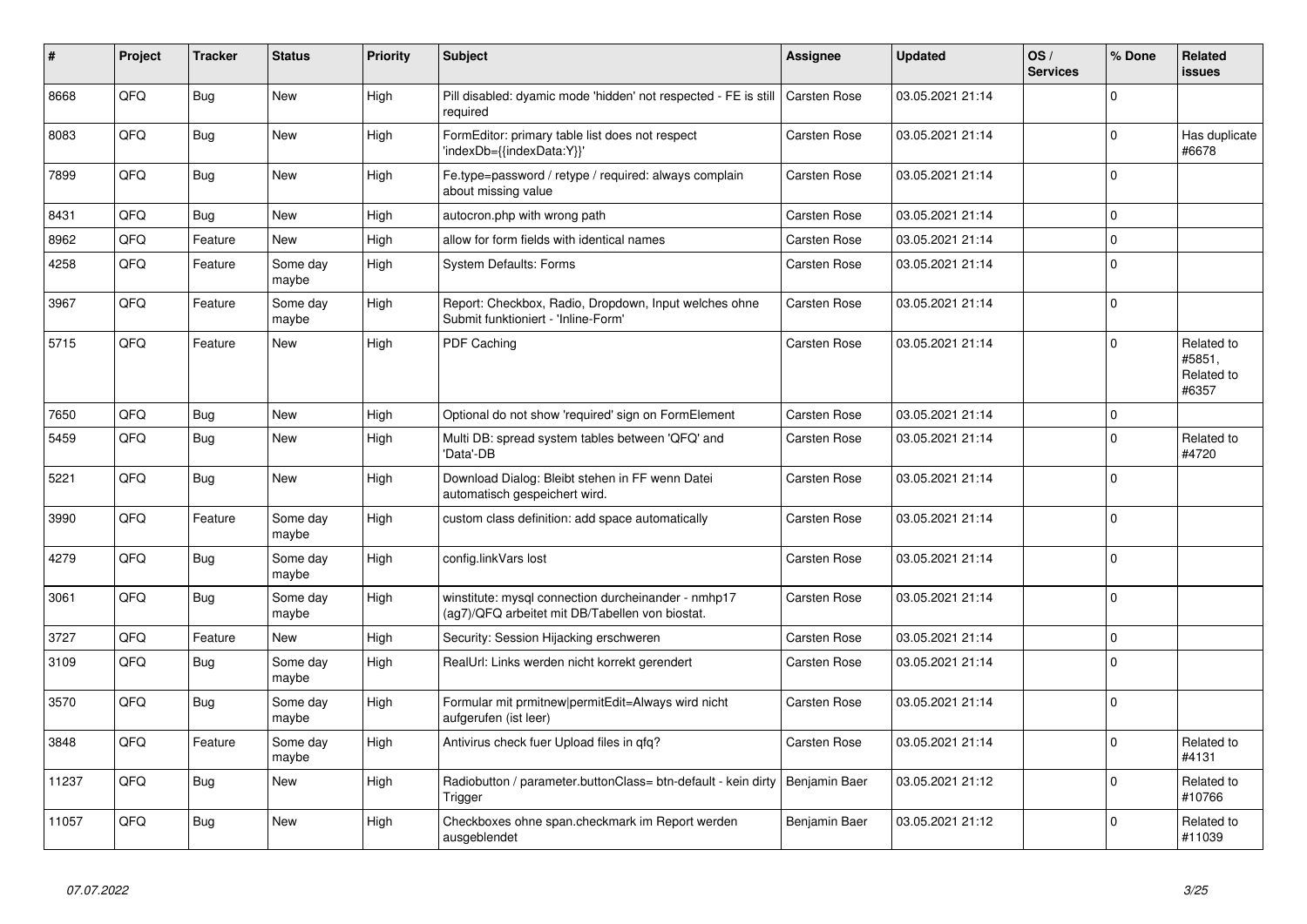| # | Project | Tracker | Status | Priority | Subject | Assignee | Updated | OS / Services | % Done | Related issues |
|---|---|---|---|---|---|---|---|---|---|---|
| 8668 | QFQ | Bug | New | High | Pill disabled: dyamic mode 'hidden' not respected - FE is still required | Carsten Rose | 03.05.2021 21:14 | | 0 | |
| 8083 | QFQ | Bug | New | High | FormEditor: primary table list does not respect 'indexDb={{indexData:Y}}' | Carsten Rose | 03.05.2021 21:14 | | 0 | Has duplicate #6678 |
| 7899 | QFQ | Bug | New | High | Fe.type=password / retype / required: always complain about missing value | Carsten Rose | 03.05.2021 21:14 | | 0 | |
| 8431 | QFQ | Bug | New | High | autocron.php with wrong path | Carsten Rose | 03.05.2021 21:14 | | 0 | |
| 8962 | QFQ | Feature | New | High | allow for form fields with identical names | Carsten Rose | 03.05.2021 21:14 | | 0 | |
| 4258 | QFQ | Feature | Some day maybe | High | System Defaults: Forms | Carsten Rose | 03.05.2021 21:14 | | 0 | |
| 3967 | QFQ | Feature | Some day maybe | High | Report: Checkbox, Radio, Dropdown, Input welches ohne Submit funktioniert - 'Inline-Form' | Carsten Rose | 03.05.2021 21:14 | | 0 | |
| 5715 | QFQ | Feature | New | High | PDF Caching | Carsten Rose | 03.05.2021 21:14 | | 0 | Related to #5851, Related to #6357 |
| 7650 | QFQ | Bug | New | High | Optional do not show 'required' sign on FormElement | Carsten Rose | 03.05.2021 21:14 | | 0 | |
| 5459 | QFQ | Bug | New | High | Multi DB: spread system tables between 'QFQ' and 'Data'-DB | Carsten Rose | 03.05.2021 21:14 | | 0 | Related to #4720 |
| 5221 | QFQ | Bug | New | High | Download Dialog: Bleibt stehen in FF wenn Datei automatisch gespeichert wird. | Carsten Rose | 03.05.2021 21:14 | | 0 | |
| 3990 | QFQ | Feature | Some day maybe | High | custom class definition: add space automatically | Carsten Rose | 03.05.2021 21:14 | | 0 | |
| 4279 | QFQ | Bug | Some day maybe | High | config.linkVars lost | Carsten Rose | 03.05.2021 21:14 | | 0 | |
| 3061 | QFQ | Bug | Some day maybe | High | winstitute: mysql connection durcheinander - nmhp17 (ag7)/QFQ arbeitet mit DB/Tabellen von biostat. | Carsten Rose | 03.05.2021 21:14 | | 0 | |
| 3727 | QFQ | Feature | New | High | Security: Session Hijacking erschweren | Carsten Rose | 03.05.2021 21:14 | | 0 | |
| 3109 | QFQ | Bug | Some day maybe | High | RealUrl: Links werden nicht korrekt gerendert | Carsten Rose | 03.05.2021 21:14 | | 0 | |
| 3570 | QFQ | Bug | Some day maybe | High | Formular mit prmitnew\|permitEdit=Always wird nicht aufgerufen (ist leer) | Carsten Rose | 03.05.2021 21:14 | | 0 | |
| 3848 | QFQ | Feature | Some day maybe | High | Antivirus check fuer Upload files in qfq? | Carsten Rose | 03.05.2021 21:14 | | 0 | Related to #4131 |
| 11237 | QFQ | Bug | New | High | Radiobutton / parameter.buttonClass= btn-default - kein dirty Trigger | Benjamin Baer | 03.05.2021 21:12 | | 0 | Related to #10766 |
| 11057 | QFQ | Bug | New | High | Checkboxes ohne span.checkmark im Report werden ausgeblendet | Benjamin Baer | 03.05.2021 21:12 | | 0 | Related to #11039 |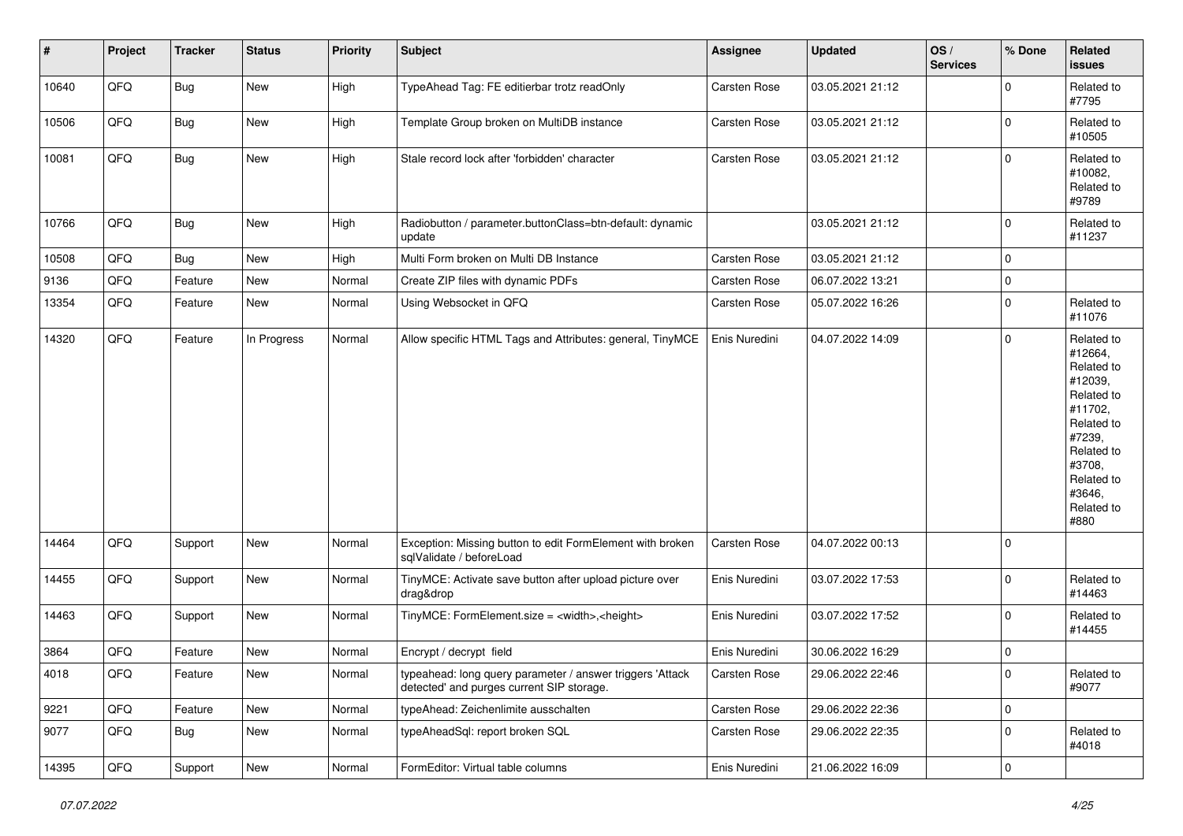| # | Project | Tracker | Status | Priority | Subject | Assignee | Updated | OS / Services | % Done | Related issues |
|---|---|---|---|---|---|---|---|---|---|---|
| 10640 | QFQ | Bug | New | High | TypeAhead Tag: FE editierbar trotz readOnly | Carsten Rose | 03.05.2021 21:12 | | 0 | Related to #7795 |
| 10506 | QFQ | Bug | New | High | Template Group broken on MultiDB instance | Carsten Rose | 03.05.2021 21:12 | | 0 | Related to #10505 |
| 10081 | QFQ | Bug | New | High | Stale record lock after 'forbidden' character | Carsten Rose | 03.05.2021 21:12 | | 0 | Related to #10082, Related to #9789 |
| 10766 | QFQ | Bug | New | High | Radiobutton / parameter.buttonClass=btn-default: dynamic update | | 03.05.2021 21:12 | | 0 | Related to #11237 |
| 10508 | QFQ | Bug | New | High | Multi Form broken on Multi DB Instance | Carsten Rose | 03.05.2021 21:12 | | 0 | |
| 9136 | QFQ | Feature | New | Normal | Create ZIP files with dynamic PDFs | Carsten Rose | 06.07.2022 13:21 | | 0 | |
| 13354 | QFQ | Feature | New | Normal | Using Websocket in QFQ | Carsten Rose | 05.07.2022 16:26 | | 0 | Related to #11076 |
| 14320 | QFQ | Feature | In Progress | Normal | Allow specific HTML Tags and Attributes: general, TinyMCE | Enis Nuredini | 04.07.2022 14:09 | | 0 | Related to #12664, Related to #12039, Related to #11702, Related to #7239, Related to #3708, Related to #3646, Related to #880 |
| 14464 | QFQ | Support | New | Normal | Exception: Missing button to edit FormElement with broken sqlValidate / beforeLoad | Carsten Rose | 04.07.2022 00:13 | | 0 | |
| 14455 | QFQ | Support | New | Normal | TinyMCE: Activate save button after upload picture over drag&drop | Enis Nuredini | 03.07.2022 17:53 | | 0 | Related to #14463 |
| 14463 | QFQ | Support | New | Normal | TinyMCE: FormElement.size = <width>,<height> | Enis Nuredini | 03.07.2022 17:52 | | 0 | Related to #14455 |
| 3864 | QFQ | Feature | New | Normal | Encrypt / decrypt field | Enis Nuredini | 30.06.2022 16:29 | | 0 | |
| 4018 | QFQ | Feature | New | Normal | typeahead: long query parameter / answer triggers 'Attack detected' and purges current SIP storage. | Carsten Rose | 29.06.2022 22:46 | | 0 | Related to #9077 |
| 9221 | QFQ | Feature | New | Normal | typeAhead: Zeichenlimite ausschalten | Carsten Rose | 29.06.2022 22:36 | | 0 | |
| 9077 | QFQ | Bug | New | Normal | typeAheadSql: report broken SQL | Carsten Rose | 29.06.2022 22:35 | | 0 | Related to #4018 |
| 14395 | QFQ | Support | New | Normal | FormEditor: Virtual table columns | Enis Nuredini | 21.06.2022 16:09 | | 0 | |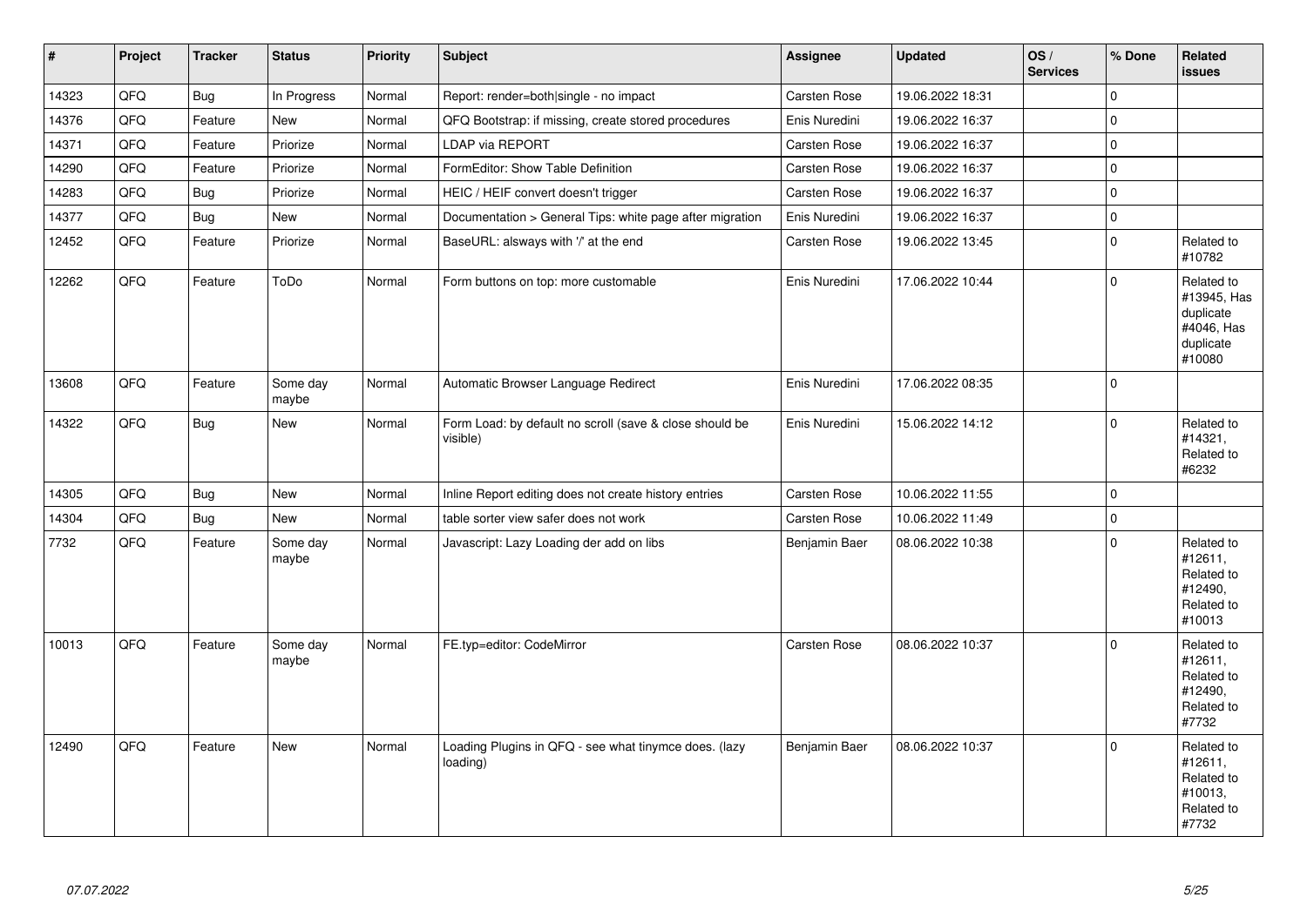| # | Project | Tracker | Status | Priority | Subject | Assignee | Updated | OS / Services | % Done | Related issues |
|---|---|---|---|---|---|---|---|---|---|---|
| 14323 | QFQ | Bug | In Progress | Normal | Report: render=both|single - no impact | Carsten Rose | 19.06.2022 18:31 | | 0 | |
| 14376 | QFQ | Feature | New | Normal | QFQ Bootstrap: if missing, create stored procedures | Enis Nuredini | 19.06.2022 16:37 | | 0 | |
| 14371 | QFQ | Feature | Priorize | Normal | LDAP via REPORT | Carsten Rose | 19.06.2022 16:37 | | 0 | |
| 14290 | QFQ | Feature | Priorize | Normal | FormEditor: Show Table Definition | Carsten Rose | 19.06.2022 16:37 | | 0 | |
| 14283 | QFQ | Bug | Priorize | Normal | HEIC / HEIF convert doesn't trigger | Carsten Rose | 19.06.2022 16:37 | | 0 | |
| 14377 | QFQ | Bug | New | Normal | Documentation > General Tips: white page after migration | Enis Nuredini | 19.06.2022 16:37 | | 0 | |
| 12452 | QFQ | Feature | Priorize | Normal | BaseURL: alsways with '/' at the end | Carsten Rose | 19.06.2022 13:45 | | 0 | Related to #10782 |
| 12262 | QFQ | Feature | ToDo | Normal | Form buttons on top: more customable | Enis Nuredini | 17.06.2022 10:44 | | 0 | Related to #13945, Has duplicate #4046, Has duplicate #10080 |
| 13608 | QFQ | Feature | Some day maybe | Normal | Automatic Browser Language Redirect | Enis Nuredini | 17.06.2022 08:35 | | 0 | |
| 14322 | QFQ | Bug | New | Normal | Form Load: by default no scroll (save & close should be visible) | Enis Nuredini | 15.06.2022 14:12 | | 0 | Related to #14321, Related to #6232 |
| 14305 | QFQ | Bug | New | Normal | Inline Report editing does not create history entries | Carsten Rose | 10.06.2022 11:55 | | 0 | |
| 14304 | QFQ | Bug | New | Normal | table sorter view safer does not work | Carsten Rose | 10.06.2022 11:49 | | 0 | |
| 7732 | QFQ | Feature | Some day maybe | Normal | Javascript: Lazy Loading der add on libs | Benjamin Baer | 08.06.2022 10:38 | | 0 | Related to #12611, Related to #12490, Related to #10013 |
| 10013 | QFQ | Feature | Some day maybe | Normal | FE.typ=editor: CodeMirror | Carsten Rose | 08.06.2022 10:37 | | 0 | Related to #12611, Related to #12490, Related to #7732 |
| 12490 | QFQ | Feature | New | Normal | Loading Plugins in QFQ - see what tinymce does. (lazy loading) | Benjamin Baer | 08.06.2022 10:37 | | 0 | Related to #12611, Related to #10013, Related to #7732 |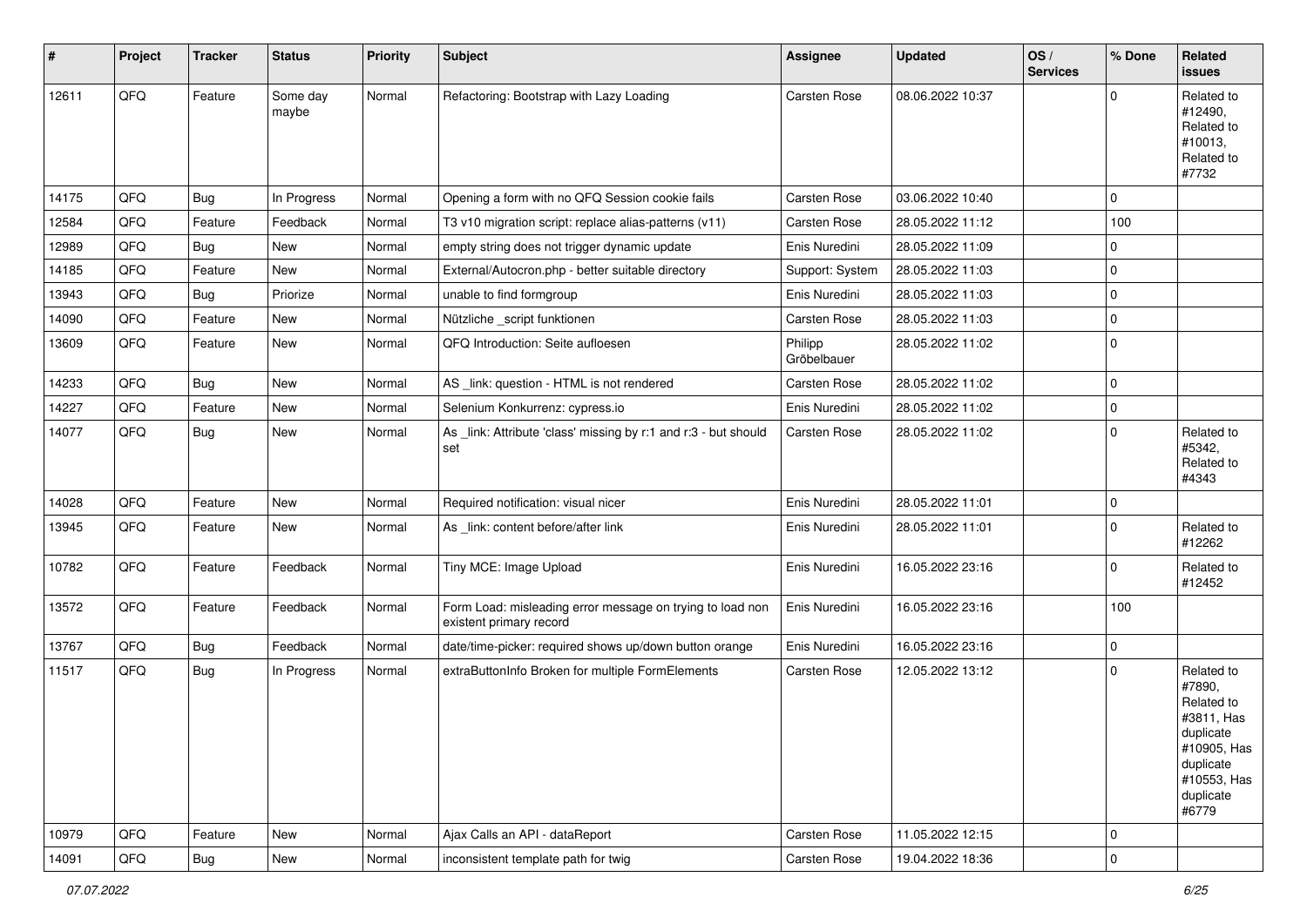| # | Project | Tracker | Status | Priority | Subject | Assignee | Updated | OS / Services | % Done | Related issues |
|---|---|---|---|---|---|---|---|---|---|---|
| 12611 | QFQ | Feature | Some day maybe | Normal | Refactoring: Bootstrap with Lazy Loading | Carsten Rose | 08.06.2022 10:37 | | 0 | Related to #12490, Related to #10013, Related to #7732 |
| 14175 | QFQ | Bug | In Progress | Normal | Opening a form with no QFQ Session cookie fails | Carsten Rose | 03.06.2022 10:40 | | 0 | |
| 12584 | QFQ | Feature | Feedback | Normal | T3 v10 migration script: replace alias-patterns (v11) | Carsten Rose | 28.05.2022 11:12 | | 100 | |
| 12989 | QFQ | Bug | New | Normal | empty string does not trigger dynamic update | Enis Nuredini | 28.05.2022 11:09 | | 0 | |
| 14185 | QFQ | Feature | New | Normal | External/Autocron.php - better suitable directory | Support: System | 28.05.2022 11:03 | | 0 | |
| 13943 | QFQ | Bug | Priorize | Normal | unable to find formgroup | Enis Nuredini | 28.05.2022 11:03 | | 0 | |
| 14090 | QFQ | Feature | New | Normal | Nützliche _script funktionen | Carsten Rose | 28.05.2022 11:03 | | 0 | |
| 13609 | QFQ | Feature | New | Normal | QFQ Introduction: Seite aufloesen | Philipp Gröbelbauer | 28.05.2022 11:02 | | 0 | |
| 14233 | QFQ | Bug | New | Normal | AS _link: question - HTML is not rendered | Carsten Rose | 28.05.2022 11:02 | | 0 | |
| 14227 | QFQ | Feature | New | Normal | Selenium Konkurrenz: cypress.io | Enis Nuredini | 28.05.2022 11:02 | | 0 | |
| 14077 | QFQ | Bug | New | Normal | As _link: Attribute 'class' missing by r:1 and r:3 - but should set | Carsten Rose | 28.05.2022 11:02 | | 0 | Related to #5342, Related to #4343 |
| 14028 | QFQ | Feature | New | Normal | Required notification: visual nicer | Enis Nuredini | 28.05.2022 11:01 | | 0 | |
| 13945 | QFQ | Feature | New | Normal | As _link: content before/after link | Enis Nuredini | 28.05.2022 11:01 | | 0 | Related to #12262 |
| 10782 | QFQ | Feature | Feedback | Normal | Tiny MCE: Image Upload | Enis Nuredini | 16.05.2022 23:16 | | 0 | Related to #12452 |
| 13572 | QFQ | Feature | Feedback | Normal | Form Load: misleading error message on trying to load non existent primary record | Enis Nuredini | 16.05.2022 23:16 | | 100 | |
| 13767 | QFQ | Bug | Feedback | Normal | date/time-picker: required shows up/down button orange | Enis Nuredini | 16.05.2022 23:16 | | 0 | |
| 11517 | QFQ | Bug | In Progress | Normal | extraButtonInfo Broken for multiple FormElements | Carsten Rose | 12.05.2022 13:12 | | 0 | Related to #7890, Related to #3811, Has duplicate #10905, Has duplicate #10553, Has duplicate #6779 |
| 10979 | QFQ | Feature | New | Normal | Ajax Calls an API - dataReport | Carsten Rose | 11.05.2022 12:15 | | 0 | |
| 14091 | QFQ | Bug | New | Normal | inconsistent template path for twig | Carsten Rose | 19.04.2022 18:36 | | 0 | |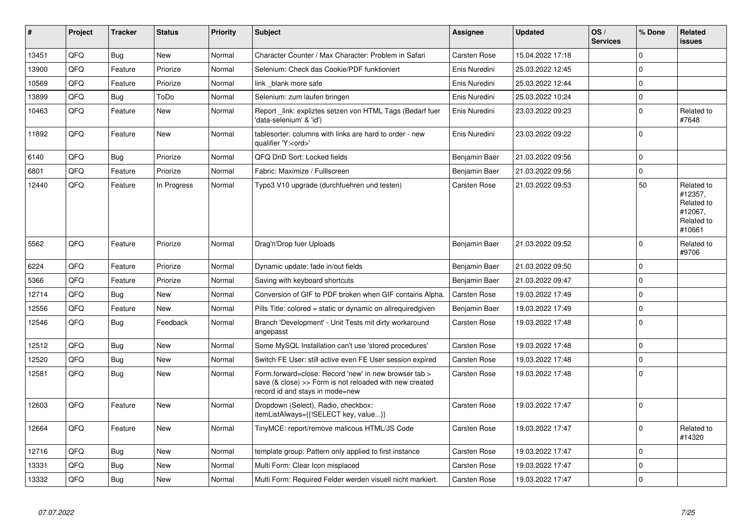| # | Project | Tracker | Status | Priority | Subject | Assignee | Updated | OS / Services | % Done | Related issues |
|---|---|---|---|---|---|---|---|---|---|---|
| 13451 | QFQ | Bug | New | Normal | Character Counter / Max Character: Problem in Safari | Carsten Rose | 15.04.2022 17:18 | | 0 | |
| 13900 | QFQ | Feature | Priorize | Normal | Selenium: Check das Cookie/PDF funktioniert | Enis Nuredini | 25.03.2022 12:45 | | 0 | |
| 10569 | QFQ | Feature | Priorize | Normal | link _blank more safe | Enis Nuredini | 25.03.2022 12:44 | | 0 | |
| 13899 | QFQ | Bug | ToDo | Normal | Selenium: zum laufen bringen | Enis Nuredini | 25.03.2022 10:24 | | 0 | |
| 10463 | QFQ | Feature | New | Normal | Report _link: expliztes setzen von HTML Tags (Bedarf fuer 'data-selenium' & 'id') | Enis Nuredini | 23.03.2022 09:23 | | 0 | Related to #7648 |
| 11892 | QFQ | Feature | New | Normal | tablesorter: columns with links are hard to order - new qualifier 'Y:<ord>' | Enis Nuredini | 23.03.2022 09:22 | | 0 | |
| 6140 | QFQ | Bug | Priorize | Normal | QFQ DnD Sort: Locked fields | Benjamin Baer | 21.03.2022 09:56 | | 0 | |
| 6801 | QFQ | Feature | Priorize | Normal | Fabric: Maximize / Fulllscreen | Benjamin Baer | 21.03.2022 09:56 | | 0 | |
| 12440 | QFQ | Feature | In Progress | Normal | Typo3 V10 upgrade (durchfuehren und testen) | Carsten Rose | 21.03.2022 09:53 | | 50 | Related to #12357, Related to #12067, Related to #10661 |
| 5562 | QFQ | Feature | Priorize | Normal | Drag'n'Drop fuer Uploads | Benjamin Baer | 21.03.2022 09:52 | | 0 | Related to #9706 |
| 6224 | QFQ | Feature | Priorize | Normal | Dynamic update: fade in/out fields | Benjamin Baer | 21.03.2022 09:50 | | 0 | |
| 5366 | QFQ | Feature | Priorize | Normal | Saving with keyboard shortcuts | Benjamin Baer | 21.03.2022 09:47 | | 0 | |
| 12714 | QFQ | Bug | New | Normal | Conversion of GIF to PDF broken when GIF contains Alpha. | Carsten Rose | 19.03.2022 17:49 | | 0 | |
| 12556 | QFQ | Feature | New | Normal | Pills Title: colored = static or dynamic on allrequiredgiven | Benjamin Baer | 19.03.2022 17:49 | | 0 | |
| 12546 | QFQ | Bug | Feedback | Normal | Branch 'Development' - Unit Tests mit dirty workaround angepasst | Carsten Rose | 19.03.2022 17:48 | | 0 | |
| 12512 | QFQ | Bug | New | Normal | Some MySQL Installation can't use 'stored procedures' | Carsten Rose | 19.03.2022 17:48 | | 0 | |
| 12520 | QFQ | Bug | New | Normal | Switch FE User: still active even FE User session expired | Carsten Rose | 19.03.2022 17:48 | | 0 | |
| 12581 | QFQ | Bug | New | Normal | Form.forward=close: Record 'new' in new browser tab > save (& close) >> Form is not reloaded with new created record id and stays in mode=new | Carsten Rose | 19.03.2022 17:48 | | 0 | |
| 12603 | QFQ | Feature | New | Normal | Dropdown (Select), Radio, checkbox: itemListAlways={{!SELECT key, value...}} | Carsten Rose | 19.03.2022 17:47 | | 0 | |
| 12664 | QFQ | Feature | New | Normal | TinyMCE: report/remove malicous HTML/JS Code | Carsten Rose | 19.03.2022 17:47 | | 0 | Related to #14320 |
| 12716 | QFQ | Bug | New | Normal | template group: Pattern only applied to first instance | Carsten Rose | 19.03.2022 17:47 | | 0 | |
| 13331 | QFQ | Bug | New | Normal | Multi Form: Clear Icon misplaced | Carsten Rose | 19.03.2022 17:47 | | 0 | |
| 13332 | QFQ | Bug | New | Normal | Multi Form: Required Felder werden visuell nicht markiert. | Carsten Rose | 19.03.2022 17:47 | | 0 | |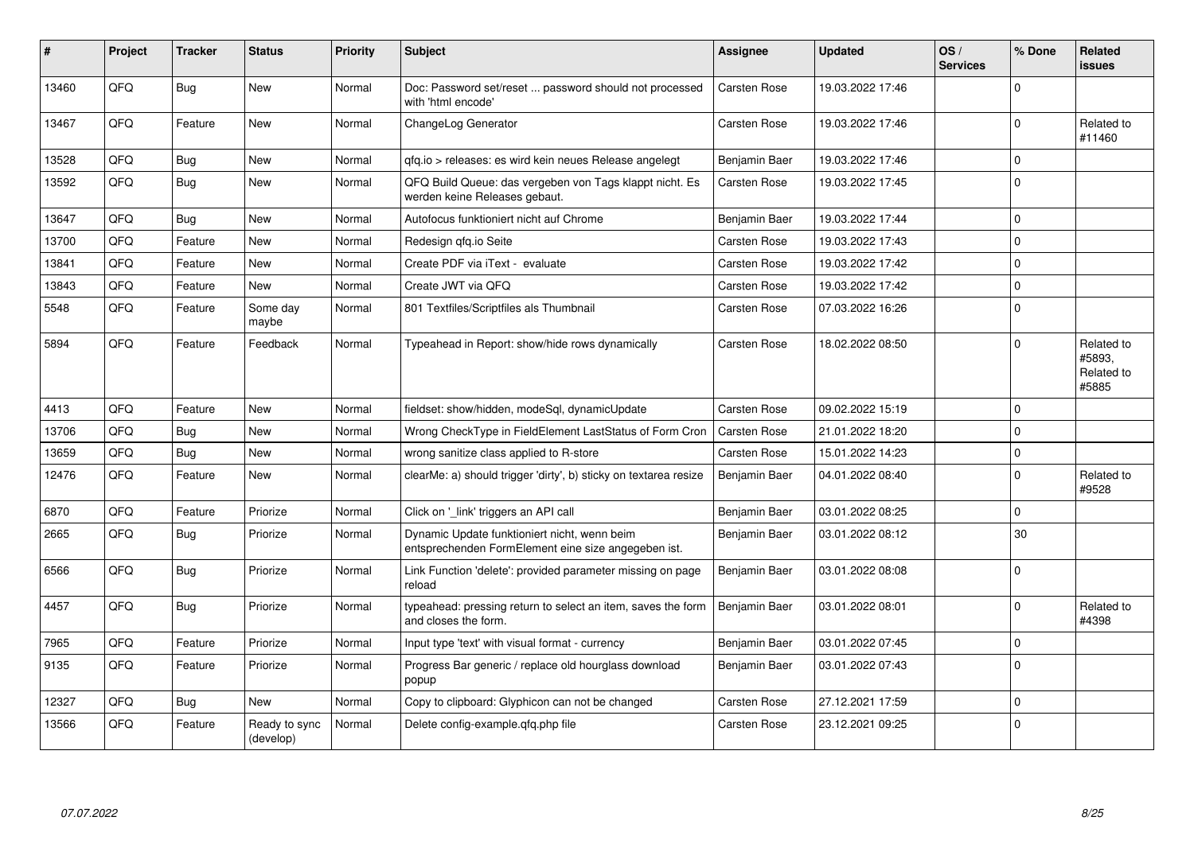| # | Project | Tracker | Status | Priority | Subject | Assignee | Updated | OS / Services | % Done | Related issues |
|---|---|---|---|---|---|---|---|---|---|---|
| 13460 | QFQ | Bug | New | Normal | Doc: Password set/reset ... password should not processed with 'html encode' | Carsten Rose | 19.03.2022 17:46 | | 0 | |
| 13467 | QFQ | Feature | New | Normal | ChangeLog Generator | Carsten Rose | 19.03.2022 17:46 | | 0 | Related to #11460 |
| 13528 | QFQ | Bug | New | Normal | qfq.io > releases: es wird kein neues Release angelegt | Benjamin Baer | 19.03.2022 17:46 | | 0 | |
| 13592 | QFQ | Bug | New | Normal | QFQ Build Queue: das vergeben von Tags klappt nicht. Es werden keine Releases gebaut. | Carsten Rose | 19.03.2022 17:45 | | 0 | |
| 13647 | QFQ | Bug | New | Normal | Autofocus funktioniert nicht auf Chrome | Benjamin Baer | 19.03.2022 17:44 | | 0 | |
| 13700 | QFQ | Feature | New | Normal | Redesign qfq.io Seite | Carsten Rose | 19.03.2022 17:43 | | 0 | |
| 13841 | QFQ | Feature | New | Normal | Create PDF via iText - evaluate | Carsten Rose | 19.03.2022 17:42 | | 0 | |
| 13843 | QFQ | Feature | New | Normal | Create JWT via QFQ | Carsten Rose | 19.03.2022 17:42 | | 0 | |
| 5548 | QFQ | Feature | Some day maybe | Normal | 801 Textfiles/Scriptfiles als Thumbnail | Carsten Rose | 07.03.2022 16:26 | | 0 | |
| 5894 | QFQ | Feature | Feedback | Normal | Typeahead in Report: show/hide rows dynamically | Carsten Rose | 18.02.2022 08:50 | | 0 | Related to #5893, Related to #5885 |
| 4413 | QFQ | Feature | New | Normal | fieldset: show/hidden, modeSql, dynamicUpdate | Carsten Rose | 09.02.2022 15:19 | | 0 | |
| 13706 | QFQ | Bug | New | Normal | Wrong CheckType in FieldElement LastStatus of Form Cron | Carsten Rose | 21.01.2022 18:20 | | 0 | |
| 13659 | QFQ | Bug | New | Normal | wrong sanitize class applied to R-store | Carsten Rose | 15.01.2022 14:23 | | 0 | |
| 12476 | QFQ | Feature | New | Normal | clearMe: a) should trigger 'dirty', b) sticky on textarea resize | Benjamin Baer | 04.01.2022 08:40 | | 0 | Related to #9528 |
| 6870 | QFQ | Feature | Priorize | Normal | Click on '_link' triggers an API call | Benjamin Baer | 03.01.2022 08:25 | | 0 | |
| 2665 | QFQ | Bug | Priorize | Normal | Dynamic Update funktioniert nicht, wenn beim entsprechenden FormElement eine size angegeben ist. | Benjamin Baer | 03.01.2022 08:12 | | 30 | |
| 6566 | QFQ | Bug | Priorize | Normal | Link Function 'delete': provided parameter missing on page reload | Benjamin Baer | 03.01.2022 08:08 | | 0 | |
| 4457 | QFQ | Bug | Priorize | Normal | typeahead: pressing return to select an item, saves the form and closes the form. | Benjamin Baer | 03.01.2022 08:01 | | 0 | Related to #4398 |
| 7965 | QFQ | Feature | Priorize | Normal | Input type 'text' with visual format - currency | Benjamin Baer | 03.01.2022 07:45 | | 0 | |
| 9135 | QFQ | Feature | Priorize | Normal | Progress Bar generic / replace old hourglass download popup | Benjamin Baer | 03.01.2022 07:43 | | 0 | |
| 12327 | QFQ | Bug | New | Normal | Copy to clipboard: Glyphicon can not be changed | Carsten Rose | 27.12.2021 17:59 | | 0 | |
| 13566 | QFQ | Feature | Ready to sync (develop) | Normal | Delete config-example.qfq.php file | Carsten Rose | 23.12.2021 09:25 | | 0 | |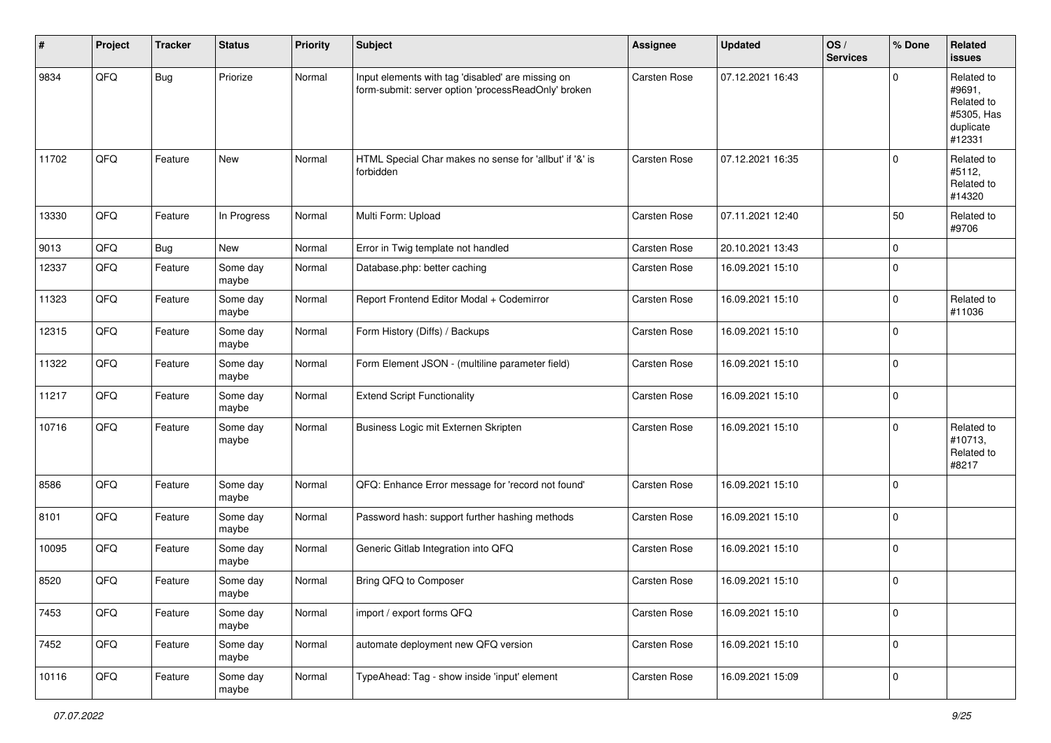| # | Project | Tracker | Status | Priority | Subject | Assignee | Updated | OS / Services | % Done | Related issues |
|---|---|---|---|---|---|---|---|---|---|---|
| 9834 | QFQ | Bug | Priorize | Normal | Input elements with tag 'disabled' are missing on form-submit: server option 'processReadOnly' broken | Carsten Rose | 07.12.2021 16:43 | | 0 | Related to #9691, Related to #5305, Has duplicate #12331 |
| 11702 | QFQ | Feature | New | Normal | HTML Special Char makes no sense for 'allbut' if '&' is forbidden | Carsten Rose | 07.12.2021 16:35 | | 0 | Related to #5112, Related to #14320 |
| 13330 | QFQ | Feature | In Progress | Normal | Multi Form: Upload | Carsten Rose | 07.11.2021 12:40 | | 50 | Related to #9706 |
| 9013 | QFQ | Bug | New | Normal | Error in Twig template not handled | Carsten Rose | 20.10.2021 13:43 | | 0 | |
| 12337 | QFQ | Feature | Some day maybe | Normal | Database.php: better caching | Carsten Rose | 16.09.2021 15:10 | | 0 | |
| 11323 | QFQ | Feature | Some day maybe | Normal | Report Frontend Editor Modal + Codemirror | Carsten Rose | 16.09.2021 15:10 | | 0 | Related to #11036 |
| 12315 | QFQ | Feature | Some day maybe | Normal | Form History (Diffs) / Backups | Carsten Rose | 16.09.2021 15:10 | | 0 | |
| 11322 | QFQ | Feature | Some day maybe | Normal | Form Element JSON - (multiline parameter field) | Carsten Rose | 16.09.2021 15:10 | | 0 | |
| 11217 | QFQ | Feature | Some day maybe | Normal | Extend Script Functionality | Carsten Rose | 16.09.2021 15:10 | | 0 | |
| 10716 | QFQ | Feature | Some day maybe | Normal | Business Logic mit Externen Skripten | Carsten Rose | 16.09.2021 15:10 | | 0 | Related to #10713, Related to #8217 |
| 8586 | QFQ | Feature | Some day maybe | Normal | QFQ: Enhance Error message for 'record not found' | Carsten Rose | 16.09.2021 15:10 | | 0 | |
| 8101 | QFQ | Feature | Some day maybe | Normal | Password hash: support further hashing methods | Carsten Rose | 16.09.2021 15:10 | | 0 | |
| 10095 | QFQ | Feature | Some day maybe | Normal | Generic Gitlab Integration into QFQ | Carsten Rose | 16.09.2021 15:10 | | 0 | |
| 8520 | QFQ | Feature | Some day maybe | Normal | Bring QFQ to Composer | Carsten Rose | 16.09.2021 15:10 | | 0 | |
| 7453 | QFQ | Feature | Some day maybe | Normal | import / export forms QFQ | Carsten Rose | 16.09.2021 15:10 | | 0 | |
| 7452 | QFQ | Feature | Some day maybe | Normal | automate deployment new QFQ version | Carsten Rose | 16.09.2021 15:10 | | 0 | |
| 10116 | QFQ | Feature | Some day maybe | Normal | TypeAhead: Tag - show inside 'input' element | Carsten Rose | 16.09.2021 15:09 | | 0 | |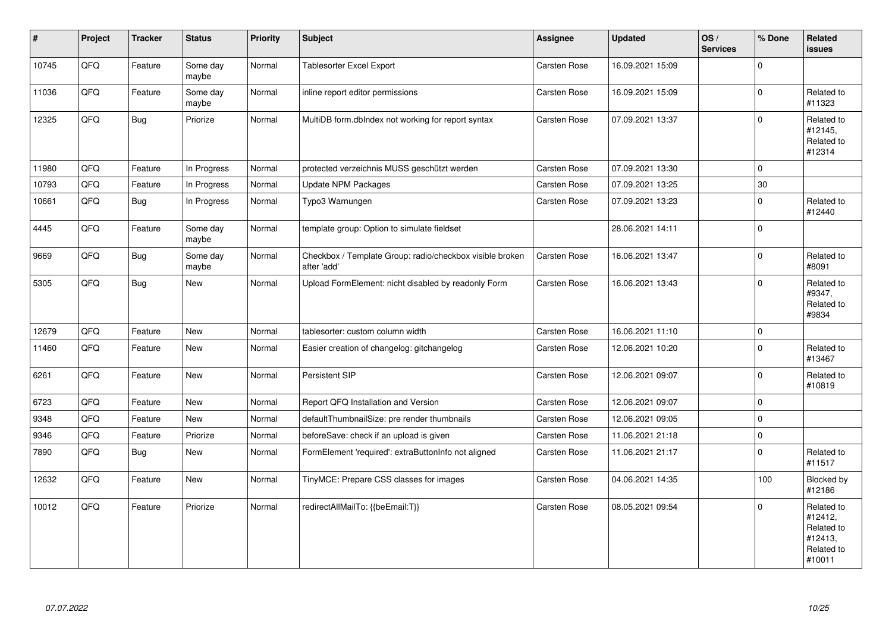| # | Project | Tracker | Status | Priority | Subject | Assignee | Updated | OS / Services | % Done | Related issues |
|---|---|---|---|---|---|---|---|---|---|---|
| 10745 | QFQ | Feature | Some day maybe | Normal | Tablesorter Excel Export | Carsten Rose | 16.09.2021 15:09 | | 0 | |
| 11036 | QFQ | Feature | Some day maybe | Normal | inline report editor permissions | Carsten Rose | 16.09.2021 15:09 | | 0 | Related to #11323 |
| 12325 | QFQ | Bug | Priorize | Normal | MultiDB form.dbIndex not working for report syntax | Carsten Rose | 07.09.2021 13:37 | | 0 | Related to #12145, Related to #12314 |
| 11980 | QFQ | Feature | In Progress | Normal | protected verzeichnis MUSS geschützt werden | Carsten Rose | 07.09.2021 13:30 | | 0 | |
| 10793 | QFQ | Feature | In Progress | Normal | Update NPM Packages | Carsten Rose | 07.09.2021 13:25 | | 30 | |
| 10661 | QFQ | Bug | In Progress | Normal | Typo3 Warnungen | Carsten Rose | 07.09.2021 13:23 | | 0 | Related to #12440 |
| 4445 | QFQ | Feature | Some day maybe | Normal | template group: Option to simulate fieldset | | 28.06.2021 14:11 | | 0 | |
| 9669 | QFQ | Bug | Some day maybe | Normal | Checkbox / Template Group: radio/checkbox visible broken after 'add' | Carsten Rose | 16.06.2021 13:47 | | 0 | Related to #8091 |
| 5305 | QFQ | Bug | New | Normal | Upload FormElement: nicht disabled by readonly Form | Carsten Rose | 16.06.2021 13:43 | | 0 | Related to #9347, Related to #9834 |
| 12679 | QFQ | Feature | New | Normal | tablesorter: custom column width | Carsten Rose | 16.06.2021 11:10 | | 0 | |
| 11460 | QFQ | Feature | New | Normal | Easier creation of changelog: gitchangelog | Carsten Rose | 12.06.2021 10:20 | | 0 | Related to #13467 |
| 6261 | QFQ | Feature | New | Normal | Persistent SIP | Carsten Rose | 12.06.2021 09:07 | | 0 | Related to #10819 |
| 6723 | QFQ | Feature | New | Normal | Report QFQ Installation and Version | Carsten Rose | 12.06.2021 09:07 | | 0 | |
| 9348 | QFQ | Feature | New | Normal | defaultThumbnailSize: pre render thumbnails | Carsten Rose | 12.06.2021 09:05 | | 0 | |
| 9346 | QFQ | Feature | Priorize | Normal | beforeSave: check if an upload is given | Carsten Rose | 11.06.2021 21:18 | | 0 | |
| 7890 | QFQ | Bug | New | Normal | FormElement 'required': extraButtonInfo not aligned | Carsten Rose | 11.06.2021 21:17 | | 0 | Related to #11517 |
| 12632 | QFQ | Feature | New | Normal | TinyMCE: Prepare CSS classes for images | Carsten Rose | 04.06.2021 14:35 | | 100 | Blocked by #12186 |
| 10012 | QFQ | Feature | Priorize | Normal | redirectAllMailTo: {{beEmail:T}} | Carsten Rose | 08.05.2021 09:54 | | 0 | Related to #12412, Related to #12413, Related to #10011 |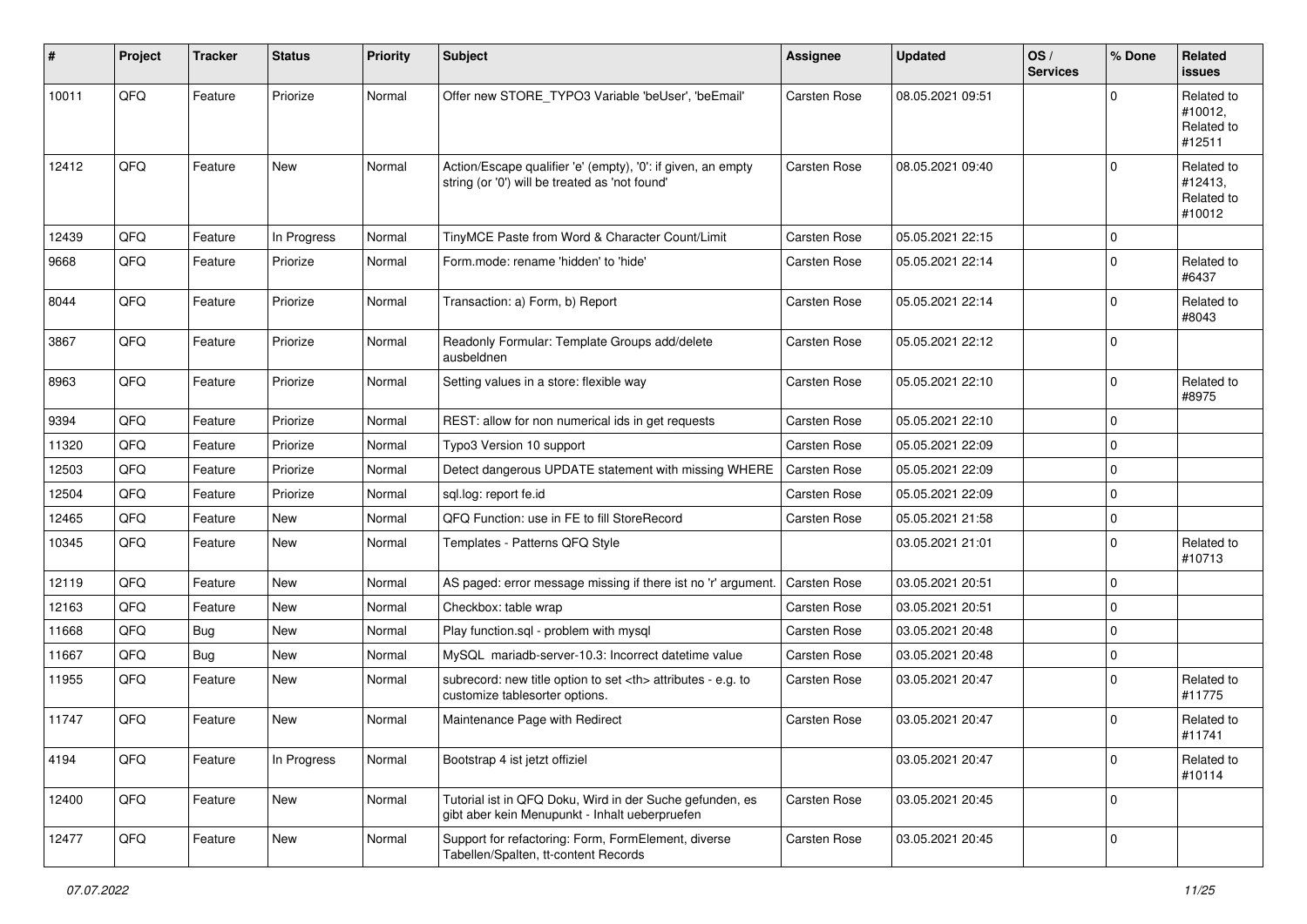| # | Project | Tracker | Status | Priority | Subject | Assignee | Updated | OS / Services | % Done | Related issues |
|---|---|---|---|---|---|---|---|---|---|---|
| 10011 | QFQ | Feature | Priorize | Normal | Offer new STORE_TYPO3 Variable 'beUser', 'beEmail' | Carsten Rose | 08.05.2021 09:51 | | 0 | Related to #10012, Related to #12511 |
| 12412 | QFQ | Feature | New | Normal | Action/Escape qualifier 'e' (empty), '0': if given, an empty string (or '0') will be treated as 'not found' | Carsten Rose | 08.05.2021 09:40 | | 0 | Related to #12413, Related to #10012 |
| 12439 | QFQ | Feature | In Progress | Normal | TinyMCE Paste from Word & Character Count/Limit | Carsten Rose | 05.05.2021 22:15 | | 0 | |
| 9668 | QFQ | Feature | Priorize | Normal | Form.mode: rename 'hidden' to 'hide' | Carsten Rose | 05.05.2021 22:14 | | 0 | Related to #6437 |
| 8044 | QFQ | Feature | Priorize | Normal | Transaction: a) Form, b) Report | Carsten Rose | 05.05.2021 22:14 | | 0 | Related to #8043 |
| 3867 | QFQ | Feature | Priorize | Normal | Readonly Formular: Template Groups add/delete ausbeldnen | Carsten Rose | 05.05.2021 22:12 | | 0 | |
| 8963 | QFQ | Feature | Priorize | Normal | Setting values in a store: flexible way | Carsten Rose | 05.05.2021 22:10 | | 0 | Related to #8975 |
| 9394 | QFQ | Feature | Priorize | Normal | REST: allow for non numerical ids in get requests | Carsten Rose | 05.05.2021 22:10 | | 0 | |
| 11320 | QFQ | Feature | Priorize | Normal | Typo3 Version 10 support | Carsten Rose | 05.05.2021 22:09 | | 0 | |
| 12503 | QFQ | Feature | Priorize | Normal | Detect dangerous UPDATE statement with missing WHERE | Carsten Rose | 05.05.2021 22:09 | | 0 | |
| 12504 | QFQ | Feature | Priorize | Normal | sql.log: report fe.id | Carsten Rose | 05.05.2021 22:09 | | 0 | |
| 12465 | QFQ | Feature | New | Normal | QFQ Function: use in FE to fill StoreRecord | Carsten Rose | 05.05.2021 21:58 | | 0 | |
| 10345 | QFQ | Feature | New | Normal | Templates - Patterns QFQ Style | | 03.05.2021 21:01 | | 0 | Related to #10713 |
| 12119 | QFQ | Feature | New | Normal | AS paged: error message missing if there ist no 'r' argument. | Carsten Rose | 03.05.2021 20:51 | | 0 | |
| 12163 | QFQ | Feature | New | Normal | Checkbox: table wrap | Carsten Rose | 03.05.2021 20:51 | | 0 | |
| 11668 | QFQ | Bug | New | Normal | Play function.sql - problem with mysql | Carsten Rose | 03.05.2021 20:48 | | 0 | |
| 11667 | QFQ | Bug | New | Normal | MySQL mariadb-server-10.3: Incorrect datetime value | Carsten Rose | 03.05.2021 20:48 | | 0 | |
| 11955 | QFQ | Feature | New | Normal | subrecord: new title option to set <th> attributes - e.g. to customize tablesorter options. | Carsten Rose | 03.05.2021 20:47 | | 0 | Related to #11775 |
| 11747 | QFQ | Feature | New | Normal | Maintenance Page with Redirect | Carsten Rose | 03.05.2021 20:47 | | 0 | Related to #11741 |
| 4194 | QFQ | Feature | In Progress | Normal | Bootstrap 4 ist jetzt offiziel | | 03.05.2021 20:47 | | 0 | Related to #10114 |
| 12400 | QFQ | Feature | New | Normal | Tutorial ist in QFQ Doku, Wird in der Suche gefunden, es gibt aber kein Menupunkt - Inhalt ueberpruefen | Carsten Rose | 03.05.2021 20:45 | | 0 | |
| 12477 | QFQ | Feature | New | Normal | Support for refactoring: Form, FormElement, diverse Tabellen/Spalten, tt-content Records | Carsten Rose | 03.05.2021 20:45 | | 0 | |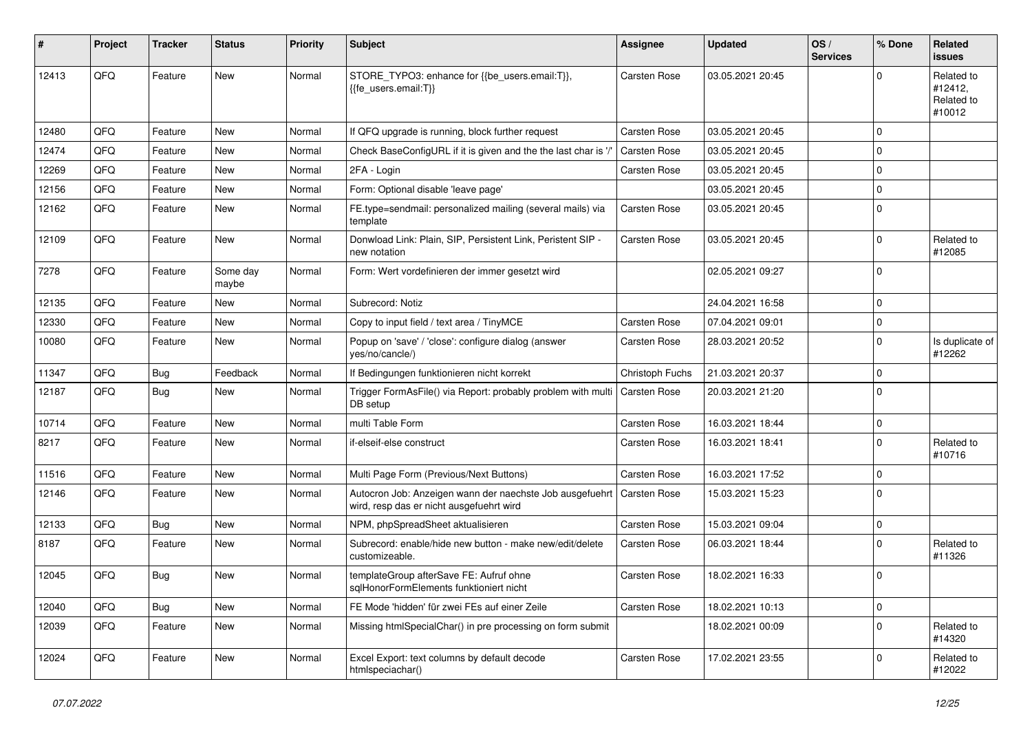| # | Project | Tracker | Status | Priority | Subject | Assignee | Updated | OS / Services | % Done | Related issues |
|---|---|---|---|---|---|---|---|---|---|---|
| 12413 | QFQ | Feature | New | Normal | STORE_TYPO3: enhance for {{be_users.email:T}}, {{fe_users.email:T}} | Carsten Rose | 03.05.2021 20:45 | | 0 | Related to #12412, Related to #10012 |
| 12480 | QFQ | Feature | New | Normal | If QFQ upgrade is running, block further request | Carsten Rose | 03.05.2021 20:45 | | 0 | |
| 12474 | QFQ | Feature | New | Normal | Check BaseConfigURL if it is given and the the last char is '/' | Carsten Rose | 03.05.2021 20:45 | | 0 | |
| 12269 | QFQ | Feature | New | Normal | 2FA - Login | Carsten Rose | 03.05.2021 20:45 | | 0 | |
| 12156 | QFQ | Feature | New | Normal | Form: Optional disable 'leave page' | | 03.05.2021 20:45 | | 0 | |
| 12162 | QFQ | Feature | New | Normal | FE.type=sendmail: personalized mailing (several mails) via template | Carsten Rose | 03.05.2021 20:45 | | 0 | |
| 12109 | QFQ | Feature | New | Normal | Donwload Link: Plain, SIP, Persistent Link, Peristent SIP - new notation | Carsten Rose | 03.05.2021 20:45 | | 0 | Related to #12085 |
| 7278 | QFQ | Feature | Some day maybe | Normal | Form: Wert vordefinieren der immer gesetzt wird | | 02.05.2021 09:27 | | 0 | |
| 12135 | QFQ | Feature | New | Normal | Subrecord: Notiz | | 24.04.2021 16:58 | | 0 | |
| 12330 | QFQ | Feature | New | Normal | Copy to input field / text area / TinyMCE | Carsten Rose | 07.04.2021 09:01 | | 0 | |
| 10080 | QFQ | Feature | New | Normal | Popup on 'save' / 'close': configure dialog (answer yes/no/cancle/) | Carsten Rose | 28.03.2021 20:52 | | 0 | Is duplicate of #12262 |
| 11347 | QFQ | Bug | Feedback | Normal | If Bedingungen funktionieren nicht korrekt | Christoph Fuchs | 21.03.2021 20:37 | | 0 | |
| 12187 | QFQ | Bug | New | Normal | Trigger FormAsFile() via Report: probably problem with multi DB setup | Carsten Rose | 20.03.2021 21:20 | | 0 | |
| 10714 | QFQ | Feature | New | Normal | multi Table Form | Carsten Rose | 16.03.2021 18:44 | | 0 | |
| 8217 | QFQ | Feature | New | Normal | if-elseif-else construct | Carsten Rose | 16.03.2021 18:41 | | 0 | Related to #10716 |
| 11516 | QFQ | Feature | New | Normal | Multi Page Form (Previous/Next Buttons) | Carsten Rose | 16.03.2021 17:52 | | 0 | |
| 12146 | QFQ | Feature | New | Normal | Autocron Job: Anzeigen wann der naechste Job ausgefuehrt wird, resp das er nicht ausgefuehrt wird | Carsten Rose | 15.03.2021 15:23 | | 0 | |
| 12133 | QFQ | Bug | New | Normal | NPM, phpSpreadSheet aktualisieren | Carsten Rose | 15.03.2021 09:04 | | 0 | |
| 8187 | QFQ | Feature | New | Normal | Subrecord: enable/hide new button - make new/edit/delete customizeable. | Carsten Rose | 06.03.2021 18:44 | | 0 | Related to #11326 |
| 12045 | QFQ | Bug | New | Normal | templateGroup afterSave FE: Aufruf ohne sqlHonorFormElements funktioniert nicht | Carsten Rose | 18.02.2021 16:33 | | 0 | |
| 12040 | QFQ | Bug | New | Normal | FE Mode 'hidden' für zwei FEs auf einer Zeile | Carsten Rose | 18.02.2021 10:13 | | 0 | |
| 12039 | QFQ | Feature | New | Normal | Missing htmlSpecialChar() in pre processing on form submit | | 18.02.2021 00:09 | | 0 | Related to #14320 |
| 12024 | QFQ | Feature | New | Normal | Excel Export: text columns by default decode htmlspeciachar() | Carsten Rose | 17.02.2021 23:55 | | 0 | Related to #12022 |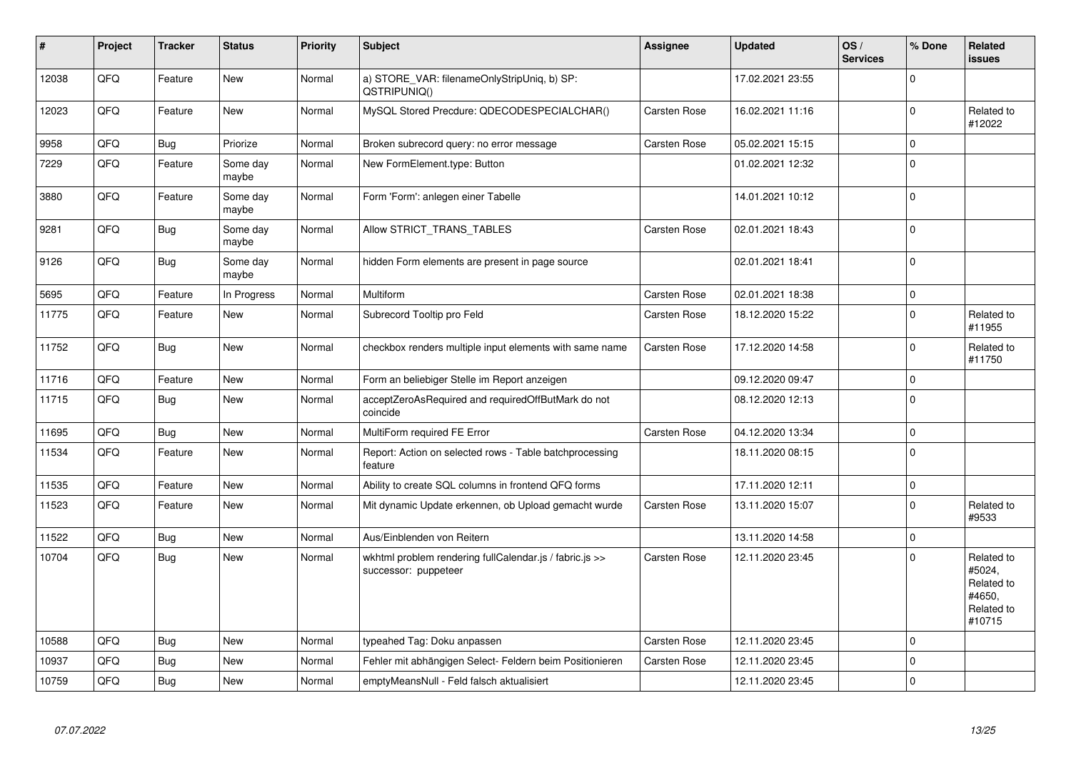| # | Project | Tracker | Status | Priority | Subject | Assignee | Updated | OS / Services | % Done | Related issues |
|---|---|---|---|---|---|---|---|---|---|---|
| 12038 | QFQ | Feature | New | Normal | a) STORE_VAR: filenameOnlyStripUniq, b) SP: QSTRIPUNIQ() | | 17.02.2021 23:55 | | 0 | |
| 12023 | QFQ | Feature | New | Normal | MySQL Stored Precdure: QDECODESPECIALCHAR() | Carsten Rose | 16.02.2021 11:16 | | 0 | Related to #12022 |
| 9958 | QFQ | Bug | Priorize | Normal | Broken subrecord query: no error message | Carsten Rose | 05.02.2021 15:15 | | 0 | |
| 7229 | QFQ | Feature | Some day maybe | Normal | New FormElement.type: Button | | 01.02.2021 12:32 | | 0 | |
| 3880 | QFQ | Feature | Some day maybe | Normal | Form 'Form': anlegen einer Tabelle | | 14.01.2021 10:12 | | 0 | |
| 9281 | QFQ | Bug | Some day maybe | Normal | Allow STRICT_TRANS_TABLES | Carsten Rose | 02.01.2021 18:43 | | 0 | |
| 9126 | QFQ | Bug | Some day maybe | Normal | hidden Form elements are present in page source | | 02.01.2021 18:41 | | 0 | |
| 5695 | QFQ | Feature | In Progress | Normal | Multiform | Carsten Rose | 02.01.2021 18:38 | | 0 | |
| 11775 | QFQ | Feature | New | Normal | Subrecord Tooltip pro Feld | Carsten Rose | 18.12.2020 15:22 | | 0 | Related to #11955 |
| 11752 | QFQ | Bug | New | Normal | checkbox renders multiple input elements with same name | Carsten Rose | 17.12.2020 14:58 | | 0 | Related to #11750 |
| 11716 | QFQ | Feature | New | Normal | Form an beliebiger Stelle im Report anzeigen | | 09.12.2020 09:47 | | 0 | |
| 11715 | QFQ | Bug | New | Normal | acceptZeroAsRequired and requiredOffButMark do not coincide | | 08.12.2020 12:13 | | 0 | |
| 11695 | QFQ | Bug | New | Normal | MultiForm required FE Error | Carsten Rose | 04.12.2020 13:34 | | 0 | |
| 11534 | QFQ | Feature | New | Normal | Report: Action on selected rows - Table batchprocessing feature | | 18.11.2020 08:15 | | 0 | |
| 11535 | QFQ | Feature | New | Normal | Ability to create SQL columns in frontend QFQ forms | | 17.11.2020 12:11 | | 0 | |
| 11523 | QFQ | Feature | New | Normal | Mit dynamic Update erkennen, ob Upload gemacht wurde | Carsten Rose | 13.11.2020 15:07 | | 0 | Related to #9533 |
| 11522 | QFQ | Bug | New | Normal | Aus/Einblenden von Reitern | | 13.11.2020 14:58 | | 0 | |
| 10704 | QFQ | Bug | New | Normal | wkhtml problem rendering fullCalendar.js / fabric.js >> successor: puppeteer | Carsten Rose | 12.11.2020 23:45 | | 0 | Related to #5024, Related to #4650, Related to #10715 |
| 10588 | QFQ | Bug | New | Normal | typeahed Tag: Doku anpassen | Carsten Rose | 12.11.2020 23:45 | | 0 | |
| 10937 | QFQ | Bug | New | Normal | Fehler mit abhängigen Select- Feldern beim Positionieren | Carsten Rose | 12.11.2020 23:45 | | 0 | |
| 10759 | QFQ | Bug | New | Normal | emptyMeansNull - Feld falsch aktualisiert | | 12.11.2020 23:45 | | 0 | |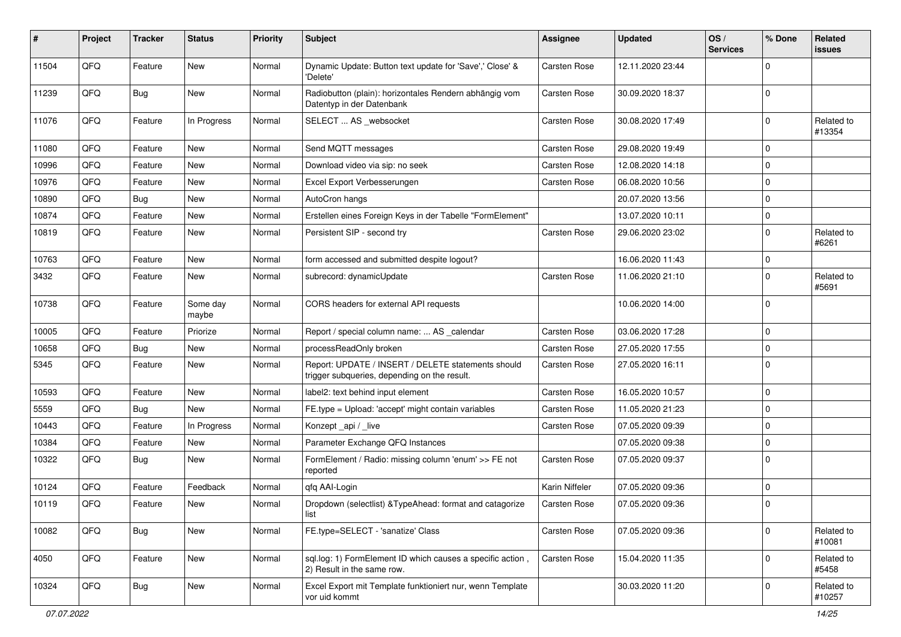| # | Project | Tracker | Status | Priority | Subject | Assignee | Updated | OS / Services | % Done | Related issues |
|---|---|---|---|---|---|---|---|---|---|---|
| 11504 | QFQ | Feature | New | Normal | Dynamic Update: Button text update for 'Save',' Close' & 'Delete' | Carsten Rose | 12.11.2020 23:44 | | 0 | |
| 11239 | QFQ | Bug | New | Normal | Radiobutton (plain): horizontales Rendern abhängig vom Datentyp in der Datenbank | Carsten Rose | 30.09.2020 18:37 | | 0 | |
| 11076 | QFQ | Feature | In Progress | Normal | SELECT ... AS _websocket | Carsten Rose | 30.08.2020 17:49 | | 0 | Related to #13354 |
| 11080 | QFQ | Feature | New | Normal | Send MQTT messages | Carsten Rose | 29.08.2020 19:49 | | 0 | |
| 10996 | QFQ | Feature | New | Normal | Download video via sip: no seek | Carsten Rose | 12.08.2020 14:18 | | 0 | |
| 10976 | QFQ | Feature | New | Normal | Excel Export Verbesserungen | Carsten Rose | 06.08.2020 10:56 | | 0 | |
| 10890 | QFQ | Bug | New | Normal | AutoCron hangs | | 20.07.2020 13:56 | | 0 | |
| 10874 | QFQ | Feature | New | Normal | Erstellen eines Foreign Keys in der Tabelle "FormElement" | | 13.07.2020 10:11 | | 0 | |
| 10819 | QFQ | Feature | New | Normal | Persistent SIP - second try | Carsten Rose | 29.06.2020 23:02 | | 0 | Related to #6261 |
| 10763 | QFQ | Feature | New | Normal | form accessed and submitted despite logout? | | 16.06.2020 11:43 | | 0 | |
| 3432 | QFQ | Feature | New | Normal | subrecord: dynamicUpdate | Carsten Rose | 11.06.2020 21:10 | | 0 | Related to #5691 |
| 10738 | QFQ | Feature | Some day maybe | Normal | CORS headers for external API requests | | 10.06.2020 14:00 | | 0 | |
| 10005 | QFQ | Feature | Priorize | Normal | Report / special column name: ... AS _calendar | Carsten Rose | 03.06.2020 17:28 | | 0 | |
| 10658 | QFQ | Bug | New | Normal | processReadOnly broken | Carsten Rose | 27.05.2020 17:55 | | 0 | |
| 5345 | QFQ | Feature | New | Normal | Report: UPDATE / INSERT / DELETE statements should trigger subqueries, depending on the result. | Carsten Rose | 27.05.2020 16:11 | | 0 | |
| 10593 | QFQ | Feature | New | Normal | label2: text behind input element | Carsten Rose | 16.05.2020 10:57 | | 0 | |
| 5559 | QFQ | Bug | New | Normal | FE.type = Upload: 'accept' might contain variables | Carsten Rose | 11.05.2020 21:23 | | 0 | |
| 10443 | QFQ | Feature | In Progress | Normal | Konzept _api / _live | Carsten Rose | 07.05.2020 09:39 | | 0 | |
| 10384 | QFQ | Feature | New | Normal | Parameter Exchange QFQ Instances | | 07.05.2020 09:38 | | 0 | |
| 10322 | QFQ | Bug | New | Normal | FormElement / Radio: missing column 'enum' >> FE not reported | Carsten Rose | 07.05.2020 09:37 | | 0 | |
| 10124 | QFQ | Feature | Feedback | Normal | qfq AAI-Login | Karin Niffeler | 07.05.2020 09:36 | | 0 | |
| 10119 | QFQ | Feature | New | Normal | Dropdown (selectlist) &TypeAhead: format and catagorize list | Carsten Rose | 07.05.2020 09:36 | | 0 | |
| 10082 | QFQ | Bug | New | Normal | FE.type=SELECT - 'sanatize' Class | Carsten Rose | 07.05.2020 09:36 | | 0 | Related to #10081 |
| 4050 | QFQ | Feature | New | Normal | sql.log: 1) FormElement ID which causes a specific action , 2) Result in the same row. | Carsten Rose | 15.04.2020 11:35 | | 0 | Related to #5458 |
| 10324 | QFQ | Bug | New | Normal | Excel Export mit Template funktioniert nur, wenn Template vor uid kommt | | 30.03.2020 11:20 | | 0 | Related to #10257 |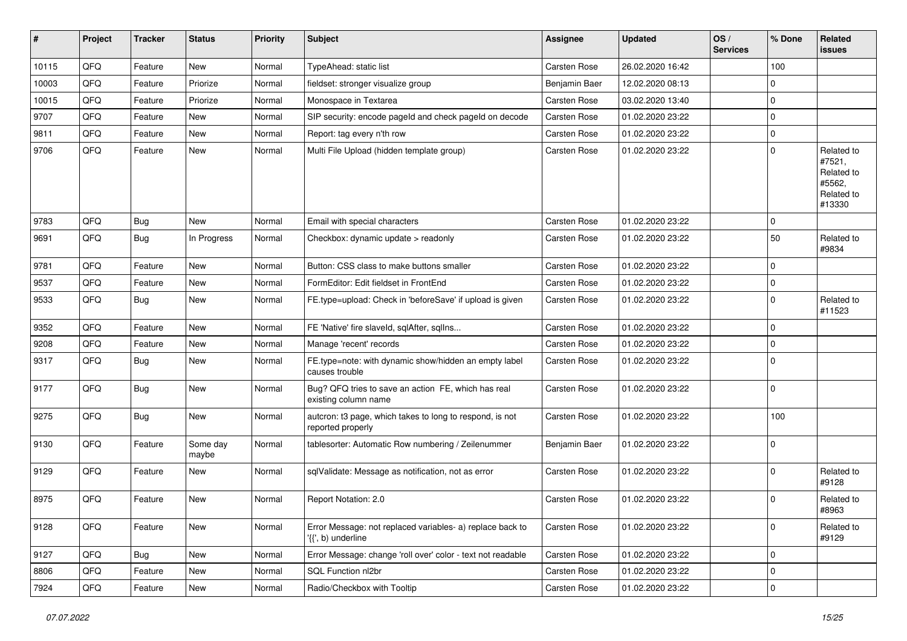| # | Project | Tracker | Status | Priority | Subject | Assignee | Updated | OS / Services | % Done | Related issues |
|---|---|---|---|---|---|---|---|---|---|---|
| 10115 | QFQ | Feature | New | Normal | TypeAhead: static list | Carsten Rose | 26.02.2020 16:42 | | 100 | |
| 10003 | QFQ | Feature | Priorize | Normal | fieldset: stronger visualize group | Benjamin Baer | 12.02.2020 08:13 | | 0 | |
| 10015 | QFQ | Feature | Priorize | Normal | Monospace in Textarea | Carsten Rose | 03.02.2020 13:40 | | 0 | |
| 9707 | QFQ | Feature | New | Normal | SIP security: encode pageId and check pageId on decode | Carsten Rose | 01.02.2020 23:22 | | 0 | |
| 9811 | QFQ | Feature | New | Normal | Report: tag every n'th row | Carsten Rose | 01.02.2020 23:22 | | 0 | |
| 9706 | QFQ | Feature | New | Normal | Multi File Upload (hidden template group) | Carsten Rose | 01.02.2020 23:22 | | 0 | Related to #7521, Related to #5562, Related to #13330 |
| 9783 | QFQ | Bug | New | Normal | Email with special characters | Carsten Rose | 01.02.2020 23:22 | | 0 | |
| 9691 | QFQ | Bug | In Progress | Normal | Checkbox: dynamic update > readonly | Carsten Rose | 01.02.2020 23:22 | | 50 | Related to #9834 |
| 9781 | QFQ | Feature | New | Normal | Button: CSS class to make buttons smaller | Carsten Rose | 01.02.2020 23:22 | | 0 | |
| 9537 | QFQ | Feature | New | Normal | FormEditor: Edit fieldset in FrontEnd | Carsten Rose | 01.02.2020 23:22 | | 0 | |
| 9533 | QFQ | Bug | New | Normal | FE.type=upload: Check in 'beforeSave' if upload is given | Carsten Rose | 01.02.2020 23:22 | | 0 | Related to #11523 |
| 9352 | QFQ | Feature | New | Normal | FE 'Native' fire slaveId, sqlAfter, sqlIns... | Carsten Rose | 01.02.2020 23:22 | | 0 | |
| 9208 | QFQ | Feature | New | Normal | Manage 'recent' records | Carsten Rose | 01.02.2020 23:22 | | 0 | |
| 9317 | QFQ | Bug | New | Normal | FE.type=note: with dynamic show/hidden an empty label causes trouble | Carsten Rose | 01.02.2020 23:22 | | 0 | |
| 9177 | QFQ | Bug | New | Normal | Bug? QFQ tries to save an action FE, which has real existing column name | Carsten Rose | 01.02.2020 23:22 | | 0 | |
| 9275 | QFQ | Bug | New | Normal | autcron: t3 page, which takes to long to respond, is not reported properly | Carsten Rose | 01.02.2020 23:22 | | 100 | |
| 9130 | QFQ | Feature | Some day maybe | Normal | tablesorter: Automatic Row numbering / Zeilenummer | Benjamin Baer | 01.02.2020 23:22 | | 0 | |
| 9129 | QFQ | Feature | New | Normal | sqlValidate: Message as notification, not as error | Carsten Rose | 01.02.2020 23:22 | | 0 | Related to #9128 |
| 8975 | QFQ | Feature | New | Normal | Report Notation: 2.0 | Carsten Rose | 01.02.2020 23:22 | | 0 | Related to #8963 |
| 9128 | QFQ | Feature | New | Normal | Error Message: not replaced variables- a) replace back to '{{', b) underline | Carsten Rose | 01.02.2020 23:22 | | 0 | Related to #9129 |
| 9127 | QFQ | Bug | New | Normal | Error Message: change 'roll over' color - text not readable | Carsten Rose | 01.02.2020 23:22 | | 0 | |
| 8806 | QFQ | Feature | New | Normal | SQL Function nl2br | Carsten Rose | 01.02.2020 23:22 | | 0 | |
| 7924 | QFQ | Feature | New | Normal | Radio/Checkbox with Tooltip | Carsten Rose | 01.02.2020 23:22 | | 0 | |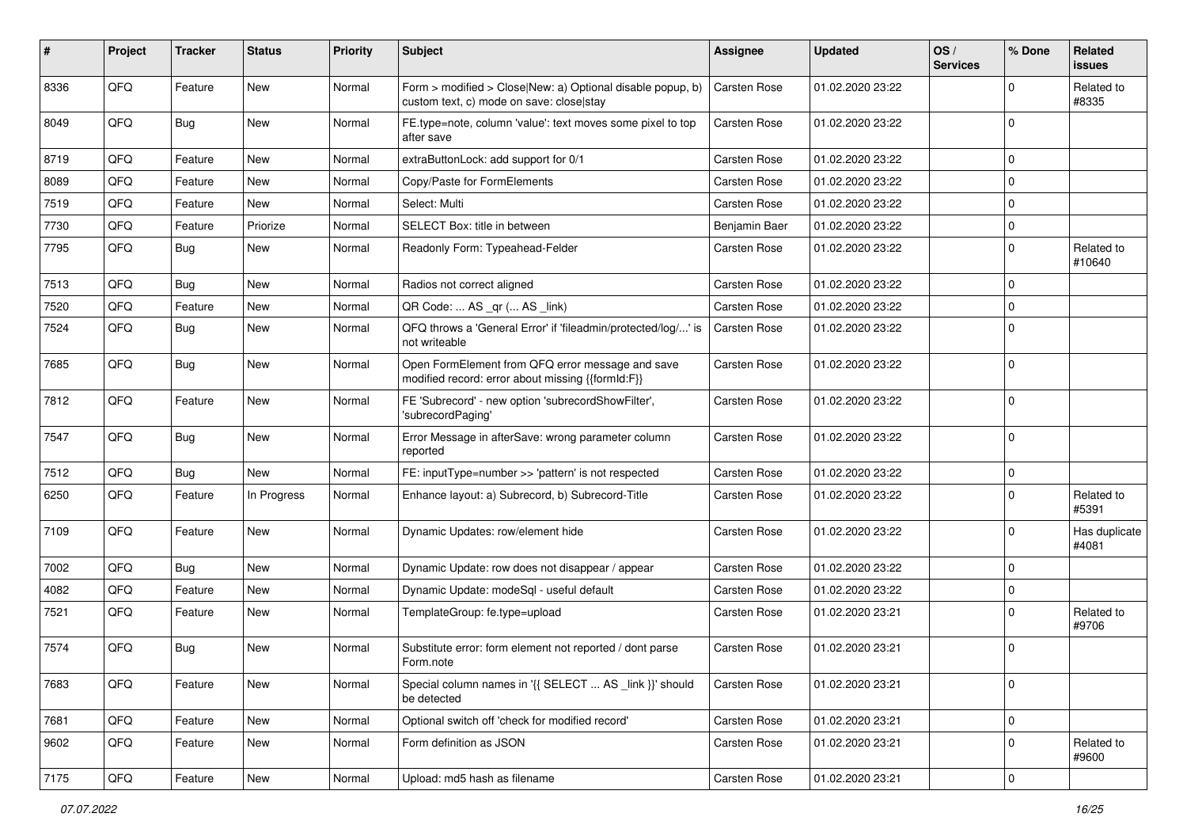| # | Project | Tracker | Status | Priority | Subject | Assignee | Updated | OS / Services | % Done | Related issues |
|---|---|---|---|---|---|---|---|---|---|---|
| 8336 | QFQ | Feature | New | Normal | Form > modified > Close\|New: a) Optional disable popup, b) custom text, c) mode on save: close\|stay | Carsten Rose | 01.02.2020 23:22 | | 0 | Related to #8335 |
| 8049 | QFQ | Bug | New | Normal | FE.type=note, column 'value': text moves some pixel to top after save | Carsten Rose | 01.02.2020 23:22 | | 0 | |
| 8719 | QFQ | Feature | New | Normal | extraButtonLock: add support for 0/1 | Carsten Rose | 01.02.2020 23:22 | | 0 | |
| 8089 | QFQ | Feature | New | Normal | Copy/Paste for FormElements | Carsten Rose | 01.02.2020 23:22 | | 0 | |
| 7519 | QFQ | Feature | New | Normal | Select: Multi | Carsten Rose | 01.02.2020 23:22 | | 0 | |
| 7730 | QFQ | Feature | Priorize | Normal | SELECT Box: title in between | Benjamin Baer | 01.02.2020 23:22 | | 0 | |
| 7795 | QFQ | Bug | New | Normal | Readonly Form: Typeahead-Felder | Carsten Rose | 01.02.2020 23:22 | | 0 | Related to #10640 |
| 7513 | QFQ | Bug | New | Normal | Radios not correct aligned | Carsten Rose | 01.02.2020 23:22 | | 0 | |
| 7520 | QFQ | Feature | New | Normal | QR Code: ... AS _qr (... AS _link) | Carsten Rose | 01.02.2020 23:22 | | 0 | |
| 7524 | QFQ | Bug | New | Normal | QFQ throws a 'General Error' if 'fileadmin/protected/log/...' is not writeable | Carsten Rose | 01.02.2020 23:22 | | 0 | |
| 7685 | QFQ | Bug | New | Normal | Open FormElement from QFQ error message and save modified record: error about missing {{formId:F}} | Carsten Rose | 01.02.2020 23:22 | | 0 | |
| 7812 | QFQ | Feature | New | Normal | FE 'Subrecord' - new option 'subrecordShowFilter', 'subrecordPaging' | Carsten Rose | 01.02.2020 23:22 | | 0 | |
| 7547 | QFQ | Bug | New | Normal | Error Message in afterSave: wrong parameter column reported | Carsten Rose | 01.02.2020 23:22 | | 0 | |
| 7512 | QFQ | Bug | New | Normal | FE: inputType=number >> 'pattern' is not respected | Carsten Rose | 01.02.2020 23:22 | | 0 | |
| 6250 | QFQ | Feature | In Progress | Normal | Enhance layout: a) Subrecord, b) Subrecord-Title | Carsten Rose | 01.02.2020 23:22 | | 0 | Related to #5391 |
| 7109 | QFQ | Feature | New | Normal | Dynamic Updates: row/element hide | Carsten Rose | 01.02.2020 23:22 | | 0 | Has duplicate #4081 |
| 7002 | QFQ | Bug | New | Normal | Dynamic Update: row does not disappear / appear | Carsten Rose | 01.02.2020 23:22 | | 0 | |
| 4082 | QFQ | Feature | New | Normal | Dynamic Update: modeSql - useful default | Carsten Rose | 01.02.2020 23:22 | | 0 | |
| 7521 | QFQ | Feature | New | Normal | TemplateGroup: fe.type=upload | Carsten Rose | 01.02.2020 23:21 | | 0 | Related to #9706 |
| 7574 | QFQ | Bug | New | Normal | Substitute error: form element not reported / dont parse Form.note | Carsten Rose | 01.02.2020 23:21 | | 0 | |
| 7683 | QFQ | Feature | New | Normal | Special column names in '{{ SELECT ... AS _link }}' should be detected | Carsten Rose | 01.02.2020 23:21 | | 0 | |
| 7681 | QFQ | Feature | New | Normal | Optional switch off 'check for modified record' | Carsten Rose | 01.02.2020 23:21 | | 0 | |
| 9602 | QFQ | Feature | New | Normal | Form definition as JSON | Carsten Rose | 01.02.2020 23:21 | | 0 | Related to #9600 |
| 7175 | QFQ | Feature | New | Normal | Upload: md5 hash as filename | Carsten Rose | 01.02.2020 23:21 | | 0 | |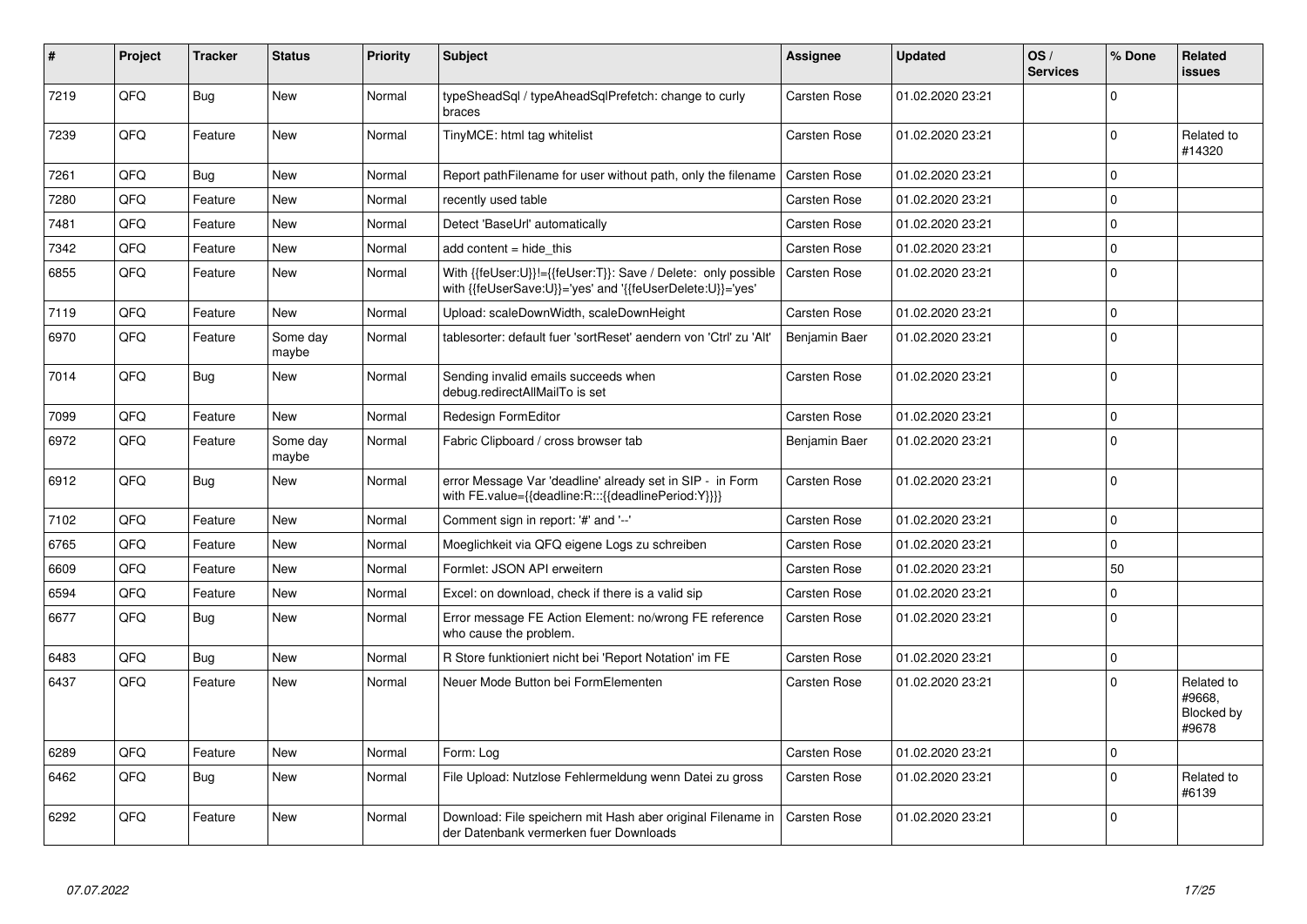| # | Project | Tracker | Status | Priority | Subject | Assignee | Updated | OS / Services | % Done | Related issues |
|---|---|---|---|---|---|---|---|---|---|---|
| 7219 | QFQ | Bug | New | Normal | typeSheadSql / typeAheadSqlPrefetch: change to curly braces | Carsten Rose | 01.02.2020 23:21 | | 0 | |
| 7239 | QFQ | Feature | New | Normal | TinyMCE: html tag whitelist | Carsten Rose | 01.02.2020 23:21 | | 0 | Related to #14320 |
| 7261 | QFQ | Bug | New | Normal | Report pathFilename for user without path, only the filename | Carsten Rose | 01.02.2020 23:21 | | 0 | |
| 7280 | QFQ | Feature | New | Normal | recently used table | Carsten Rose | 01.02.2020 23:21 | | 0 | |
| 7481 | QFQ | Feature | New | Normal | Detect 'BaseUrl' automatically | Carsten Rose | 01.02.2020 23:21 | | 0 | |
| 7342 | QFQ | Feature | New | Normal | add content = hide_this | Carsten Rose | 01.02.2020 23:21 | | 0 | |
| 6855 | QFQ | Feature | New | Normal | With {{feUser:U}}!={{feUser:T}}: Save / Delete: only possible with {{feUserSave:U}}='yes' and '{{feUserDelete:U}}='yes' | Carsten Rose | 01.02.2020 23:21 | | 0 | |
| 7119 | QFQ | Feature | New | Normal | Upload: scaleDownWidth, scaleDownHeight | Carsten Rose | 01.02.2020 23:21 | | 0 | |
| 6970 | QFQ | Feature | Some day maybe | Normal | tablesorter: default fuer 'sortReset' aendern von 'Ctrl' zu 'Alt' | Benjamin Baer | 01.02.2020 23:21 | | 0 | |
| 7014 | QFQ | Bug | New | Normal | Sending invalid emails succeeds when debug.redirectAllMailTo is set | Carsten Rose | 01.02.2020 23:21 | | 0 | |
| 7099 | QFQ | Feature | New | Normal | Redesign FormEditor | Carsten Rose | 01.02.2020 23:21 | | 0 | |
| 6972 | QFQ | Feature | Some day maybe | Normal | Fabric Clipboard / cross browser tab | Benjamin Baer | 01.02.2020 23:21 | | 0 | |
| 6912 | QFQ | Bug | New | Normal | error Message Var 'deadline' already set in SIP - in Form with FE.value={{deadline:R:::{{deadlinePeriod:Y}}}} | Carsten Rose | 01.02.2020 23:21 | | 0 | |
| 7102 | QFQ | Feature | New | Normal | Comment sign in report: '#' and '--' | Carsten Rose | 01.02.2020 23:21 | | 0 | |
| 6765 | QFQ | Feature | New | Normal | Moeglichkeit via QFQ eigene Logs zu schreiben | Carsten Rose | 01.02.2020 23:21 | | 0 | |
| 6609 | QFQ | Feature | New | Normal | Formlet: JSON API erweitern | Carsten Rose | 01.02.2020 23:21 | | 50 | |
| 6594 | QFQ | Feature | New | Normal | Excel: on download, check if there is a valid sip | Carsten Rose | 01.02.2020 23:21 | | 0 | |
| 6677 | QFQ | Bug | New | Normal | Error message FE Action Element: no/wrong FE reference who cause the problem. | Carsten Rose | 01.02.2020 23:21 | | 0 | |
| 6483 | QFQ | Bug | New | Normal | R Store funktioniert nicht bei 'Report Notation' im FE | Carsten Rose | 01.02.2020 23:21 | | 0 | |
| 6437 | QFQ | Feature | New | Normal | Neuer Mode Button bei FormElementen | Carsten Rose | 01.02.2020 23:21 | | 0 | Related to #9668, Blocked by #9678 |
| 6289 | QFQ | Feature | New | Normal | Form: Log | Carsten Rose | 01.02.2020 23:21 | | 0 | |
| 6462 | QFQ | Bug | New | Normal | File Upload: Nutzlose Fehlermeldung wenn Datei zu gross | Carsten Rose | 01.02.2020 23:21 | | 0 | Related to #6139 |
| 6292 | QFQ | Feature | New | Normal | Download: File speichern mit Hash aber original Filename in der Datenbank vermerken fuer Downloads | Carsten Rose | 01.02.2020 23:21 | | 0 | |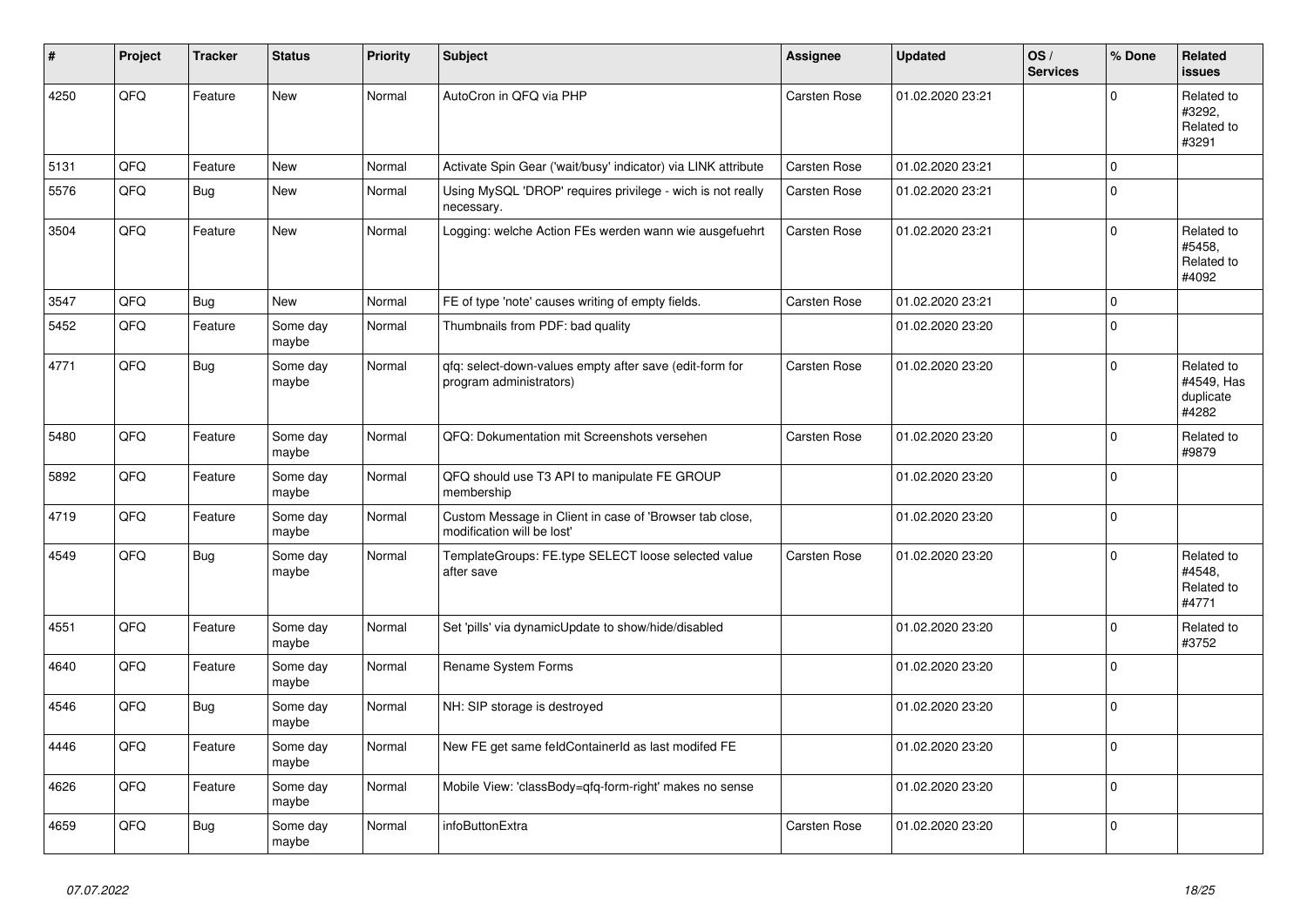| # | Project | Tracker | Status | Priority | Subject | Assignee | Updated | OS / Services | % Done | Related issues |
|---|---|---|---|---|---|---|---|---|---|---|
| 4250 | QFQ | Feature | New | Normal | AutoCron in QFQ via PHP | Carsten Rose | 01.02.2020 23:21 | | 0 | Related to #3292, Related to #3291 |
| 5131 | QFQ | Feature | New | Normal | Activate Spin Gear ('wait/busy' indicator) via LINK attribute | Carsten Rose | 01.02.2020 23:21 | | 0 | |
| 5576 | QFQ | Bug | New | Normal | Using MySQL 'DROP' requires privilege - wich is not really necessary. | Carsten Rose | 01.02.2020 23:21 | | 0 | |
| 3504 | QFQ | Feature | New | Normal | Logging: welche Action FEs werden wann wie ausgefuehrt | Carsten Rose | 01.02.2020 23:21 | | 0 | Related to #5458, Related to #4092 |
| 3547 | QFQ | Bug | New | Normal | FE of type 'note' causes writing of empty fields. | Carsten Rose | 01.02.2020 23:21 | | 0 | |
| 5452 | QFQ | Feature | Some day maybe | Normal | Thumbnails from PDF: bad quality | | 01.02.2020 23:20 | | 0 | |
| 4771 | QFQ | Bug | Some day maybe | Normal | qfq: select-down-values empty after save (edit-form for program administrators) | Carsten Rose | 01.02.2020 23:20 | | 0 | Related to #4549, Has duplicate #4282 |
| 5480 | QFQ | Feature | Some day maybe | Normal | QFQ: Dokumentation mit Screenshots versehen | Carsten Rose | 01.02.2020 23:20 | | 0 | Related to #9879 |
| 5892 | QFQ | Feature | Some day maybe | Normal | QFQ should use T3 API to manipulate FE GROUP membership | | 01.02.2020 23:20 | | 0 | |
| 4719 | QFQ | Feature | Some day maybe | Normal | Custom Message in Client in case of 'Browser tab close, modification will be lost' | | 01.02.2020 23:20 | | 0 | |
| 4549 | QFQ | Bug | Some day maybe | Normal | TemplateGroups: FE.type SELECT loose selected value after save | Carsten Rose | 01.02.2020 23:20 | | 0 | Related to #4548, Related to #4771 |
| 4551 | QFQ | Feature | Some day maybe | Normal | Set 'pills' via dynamicUpdate to show/hide/disabled | | 01.02.2020 23:20 | | 0 | Related to #3752 |
| 4640 | QFQ | Feature | Some day maybe | Normal | Rename System Forms | | 01.02.2020 23:20 | | 0 | |
| 4546 | QFQ | Bug | Some day maybe | Normal | NH: SIP storage is destroyed | | 01.02.2020 23:20 | | 0 | |
| 4446 | QFQ | Feature | Some day maybe | Normal | New FE get same feldContainerId as last modifed FE | | 01.02.2020 23:20 | | 0 | |
| 4626 | QFQ | Feature | Some day maybe | Normal | Mobile View: 'classBody=qfq-form-right' makes no sense | | 01.02.2020 23:20 | | 0 | |
| 4659 | QFQ | Bug | Some day maybe | Normal | infoButtonExtra | Carsten Rose | 01.02.2020 23:20 | | 0 | |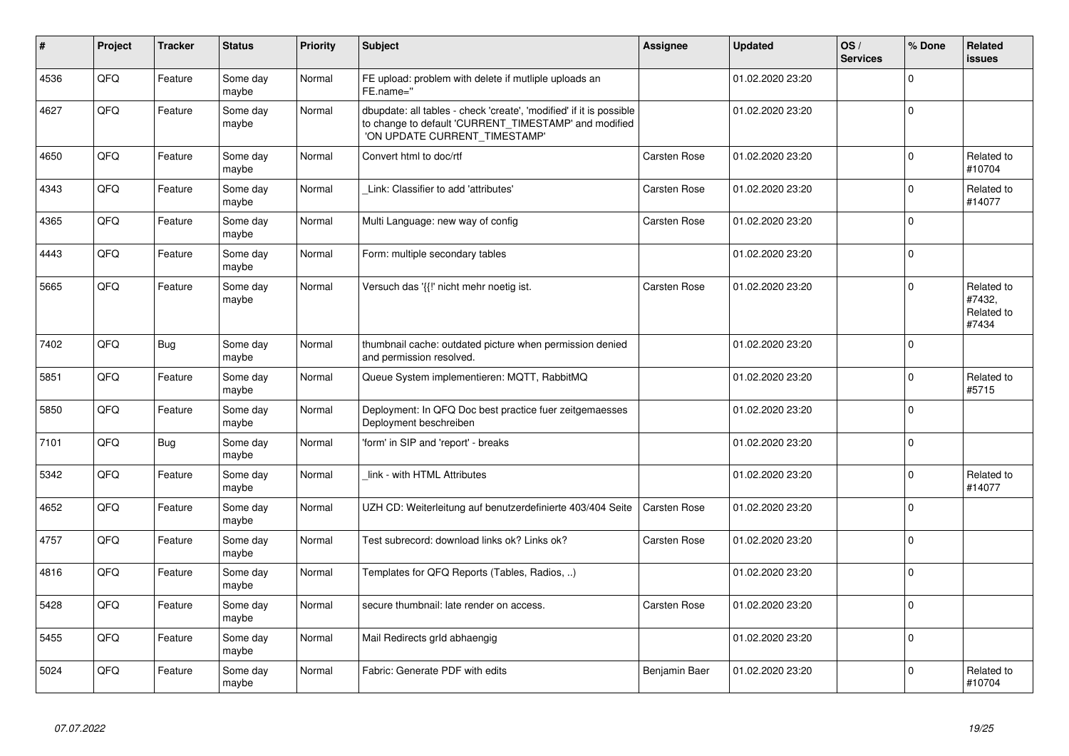| # | Project | Tracker | Status | Priority | Subject | Assignee | Updated | OS / Services | % Done | Related issues |
|---|---|---|---|---|---|---|---|---|---|---|
| 4536 | QFQ | Feature | Some day maybe | Normal | FE upload: problem with delete if mutliple uploads an FE.name='' | | 01.02.2020 23:20 | | 0 | |
| 4627 | QFQ | Feature | Some day maybe | Normal | dbupdate: all tables - check 'create', 'modified' if it is possible to change to default 'CURRENT_TIMESTAMP' and modified 'ON UPDATE CURRENT_TIMESTAMP' | | 01.02.2020 23:20 | | 0 | |
| 4650 | QFQ | Feature | Some day maybe | Normal | Convert html to doc/rtf | Carsten Rose | 01.02.2020 23:20 | | 0 | Related to #10704 |
| 4343 | QFQ | Feature | Some day maybe | Normal | _Link: Classifier to add 'attributes' | Carsten Rose | 01.02.2020 23:20 | | 0 | Related to #14077 |
| 4365 | QFQ | Feature | Some day maybe | Normal | Multi Language: new way of config | Carsten Rose | 01.02.2020 23:20 | | 0 | |
| 4443 | QFQ | Feature | Some day maybe | Normal | Form: multiple secondary tables | | 01.02.2020 23:20 | | 0 | |
| 5665 | QFQ | Feature | Some day maybe | Normal | Versuch das '{{!' nicht mehr noetig ist. | Carsten Rose | 01.02.2020 23:20 | | 0 | Related to #7432, Related to #7434 |
| 7402 | QFQ | Bug | Some day maybe | Normal | thumbnail cache: outdated picture when permission denied and permission resolved. | | 01.02.2020 23:20 | | 0 | |
| 5851 | QFQ | Feature | Some day maybe | Normal | Queue System implementieren: MQTT, RabbitMQ | | 01.02.2020 23:20 | | 0 | Related to #5715 |
| 5850 | QFQ | Feature | Some day maybe | Normal | Deployment: In QFQ Doc best practice fuer zeitgemaesses Deployment beschreiben | | 01.02.2020 23:20 | | 0 | |
| 7101 | QFQ | Bug | Some day maybe | Normal | 'form' in SIP and 'report' - breaks | | 01.02.2020 23:20 | | 0 | |
| 5342 | QFQ | Feature | Some day maybe | Normal | _link - with HTML Attributes | | 01.02.2020 23:20 | | 0 | Related to #14077 |
| 4652 | QFQ | Feature | Some day maybe | Normal | UZH CD: Weiterleitung auf benutzerdefinierte 403/404 Seite | Carsten Rose | 01.02.2020 23:20 | | 0 | |
| 4757 | QFQ | Feature | Some day maybe | Normal | Test subrecord: download links ok? Links ok? | Carsten Rose | 01.02.2020 23:20 | | 0 | |
| 4816 | QFQ | Feature | Some day maybe | Normal | Templates for QFQ Reports (Tables, Radios, ..) | | 01.02.2020 23:20 | | 0 | |
| 5428 | QFQ | Feature | Some day maybe | Normal | secure thumbnail: late render on access. | Carsten Rose | 01.02.2020 23:20 | | 0 | |
| 5455 | QFQ | Feature | Some day maybe | Normal | Mail Redirects grId abhaengig | | 01.02.2020 23:20 | | 0 | |
| 5024 | QFQ | Feature | Some day maybe | Normal | Fabric: Generate PDF with edits | Benjamin Baer | 01.02.2020 23:20 | | 0 | Related to #10704 |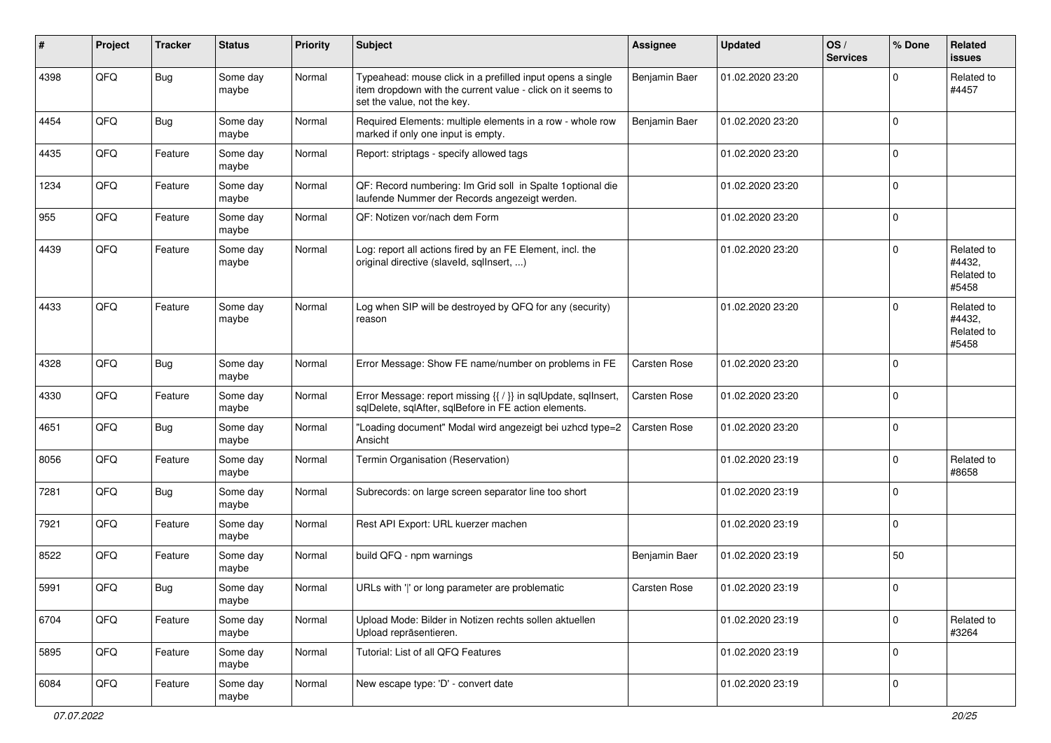| # | Project | Tracker | Status | Priority | Subject | Assignee | Updated | OS / Services | % Done | Related issues |
|---|---|---|---|---|---|---|---|---|---|---|
| 4398 | QFQ | Bug | Some day maybe | Normal | Typeahead: mouse click in a prefilled input opens a single item dropdown with the current value - click on it seems to set the value, not the key. | Benjamin Baer | 01.02.2020 23:20 | | 0 | Related to #4457 |
| 4454 | QFQ | Bug | Some day maybe | Normal | Required Elements: multiple elements in a row - whole row marked if only one input is empty. | Benjamin Baer | 01.02.2020 23:20 | | 0 | |
| 4435 | QFQ | Feature | Some day maybe | Normal | Report: striptags - specify allowed tags | | 01.02.2020 23:20 | | 0 | |
| 1234 | QFQ | Feature | Some day maybe | Normal | QF: Record numbering: Im Grid soll in Spalte 1optional die laufende Nummer der Records angezeigt werden. | | 01.02.2020 23:20 | | 0 | |
| 955 | QFQ | Feature | Some day maybe | Normal | QF: Notizen vor/nach dem Form | | 01.02.2020 23:20 | | 0 | |
| 4439 | QFQ | Feature | Some day maybe | Normal | Log: report all actions fired by an FE Element, incl. the original directive (slaveId, sqlInsert, ...) | | 01.02.2020 23:20 | | 0 | Related to #4432, Related to #5458 |
| 4433 | QFQ | Feature | Some day maybe | Normal | Log when SIP will be destroyed by QFQ for any (security) reason | | 01.02.2020 23:20 | | 0 | Related to #4432, Related to #5458 |
| 4328 | QFQ | Bug | Some day maybe | Normal | Error Message: Show FE name/number on problems in FE | Carsten Rose | 01.02.2020 23:20 | | 0 | |
| 4330 | QFQ | Feature | Some day maybe | Normal | Error Message: report missing {{ / }} in sqlUpdate, sqlInsert, sqlDelete, sqlAfter, sqlBefore in FE action elements. | Carsten Rose | 01.02.2020 23:20 | | 0 | |
| 4651 | QFQ | Bug | Some day maybe | Normal | "Loading document" Modal wird angezeigt bei uzhcd type=2 Ansicht | Carsten Rose | 01.02.2020 23:20 | | 0 | |
| 8056 | QFQ | Feature | Some day maybe | Normal | Termin Organisation (Reservation) | | 01.02.2020 23:19 | | 0 | Related to #8658 |
| 7281 | QFQ | Bug | Some day maybe | Normal | Subrecords: on large screen separator line too short | | 01.02.2020 23:19 | | 0 | |
| 7921 | QFQ | Feature | Some day maybe | Normal | Rest API Export: URL kuerzer machen | | 01.02.2020 23:19 | | 0 | |
| 8522 | QFQ | Feature | Some day maybe | Normal | build QFQ - npm warnings | Benjamin Baer | 01.02.2020 23:19 | | 50 | |
| 5991 | QFQ | Bug | Some day maybe | Normal | URLs with '\|' or long parameter are problematic | Carsten Rose | 01.02.2020 23:19 | | 0 | |
| 6704 | QFQ | Feature | Some day maybe | Normal | Upload Mode: Bilder in Notizen rechts sollen aktuellen Upload repräsentieren. | | 01.02.2020 23:19 | | 0 | Related to #3264 |
| 5895 | QFQ | Feature | Some day maybe | Normal | Tutorial: List of all QFQ Features | | 01.02.2020 23:19 | | 0 | |
| 6084 | QFQ | Feature | Some day maybe | Normal | New escape type: 'D' - convert date | | 01.02.2020 23:19 | | 0 | |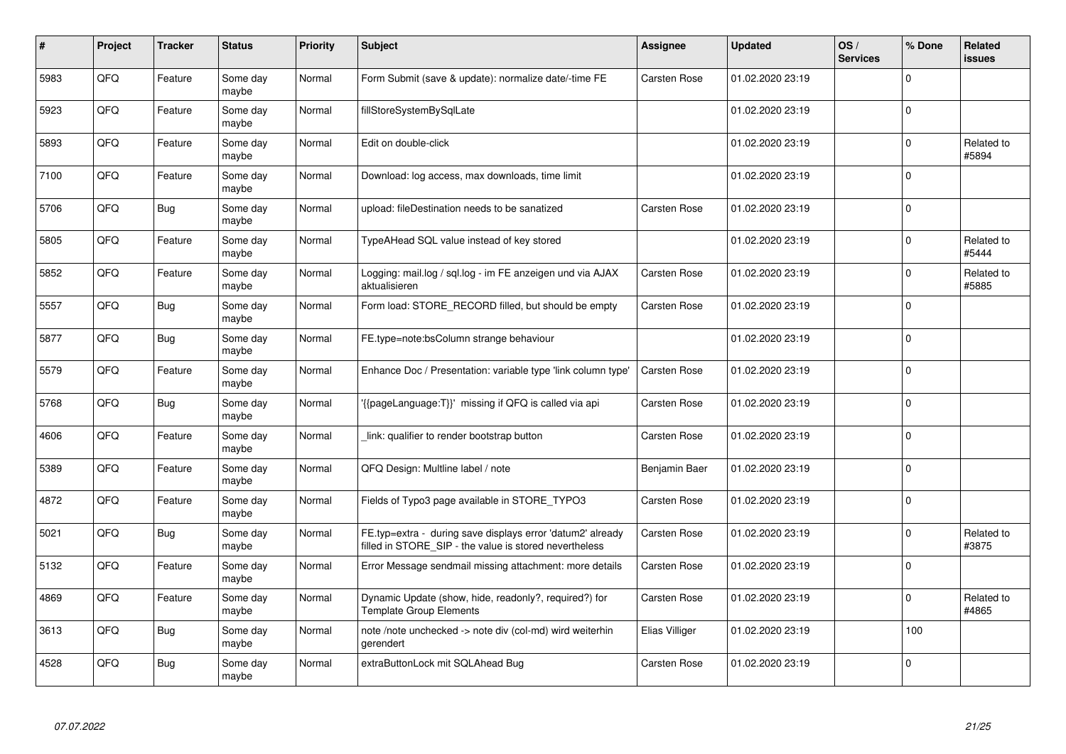| # | Project | Tracker | Status | Priority | Subject | Assignee | Updated | OS / Services | % Done | Related issues |
|---|---|---|---|---|---|---|---|---|---|---|
| 5983 | QFQ | Feature | Some day maybe | Normal | Form Submit (save & update): normalize date/-time FE | Carsten Rose | 01.02.2020 23:19 | | 0 | |
| 5923 | QFQ | Feature | Some day maybe | Normal | fillStoreSystemBySqlLate | | 01.02.2020 23:19 | | 0 | |
| 5893 | QFQ | Feature | Some day maybe | Normal | Edit on double-click | | 01.02.2020 23:19 | | 0 | Related to #5894 |
| 7100 | QFQ | Feature | Some day maybe | Normal | Download: log access, max downloads, time limit | | 01.02.2020 23:19 | | 0 | |
| 5706 | QFQ | Bug | Some day maybe | Normal | upload: fileDestination needs to be sanatized | Carsten Rose | 01.02.2020 23:19 | | 0 | |
| 5805 | QFQ | Feature | Some day maybe | Normal | TypeAHead SQL value instead of key stored | | 01.02.2020 23:19 | | 0 | Related to #5444 |
| 5852 | QFQ | Feature | Some day maybe | Normal | Logging: mail.log / sql.log - im FE anzeigen und via AJAX aktualisieren | Carsten Rose | 01.02.2020 23:19 | | 0 | Related to #5885 |
| 5557 | QFQ | Bug | Some day maybe | Normal | Form load: STORE_RECORD filled, but should be empty | Carsten Rose | 01.02.2020 23:19 | | 0 | |
| 5877 | QFQ | Bug | Some day maybe | Normal | FE.type=note:bsColumn strange behaviour | | 01.02.2020 23:19 | | 0 | |
| 5579 | QFQ | Feature | Some day maybe | Normal | Enhance Doc / Presentation: variable type 'link column type' | Carsten Rose | 01.02.2020 23:19 | | 0 | |
| 5768 | QFQ | Bug | Some day maybe | Normal | '{{pageLanguage:T}}' missing if QFQ is called via api | Carsten Rose | 01.02.2020 23:19 | | 0 | |
| 4606 | QFQ | Feature | Some day maybe | Normal | _link: qualifier to render bootstrap button | Carsten Rose | 01.02.2020 23:19 | | 0 | |
| 5389 | QFQ | Feature | Some day maybe | Normal | QFQ Design: Multline label / note | Benjamin Baer | 01.02.2020 23:19 | | 0 | |
| 4872 | QFQ | Feature | Some day maybe | Normal | Fields of Typo3 page available in STORE_TYPO3 | Carsten Rose | 01.02.2020 23:19 | | 0 | |
| 5021 | QFQ | Bug | Some day maybe | Normal | FE.typ=extra - during save displays error 'datum2' already filled in STORE_SIP - the value is stored nevertheless | Carsten Rose | 01.02.2020 23:19 | | 0 | Related to #3875 |
| 5132 | QFQ | Feature | Some day maybe | Normal | Error Message sendmail missing attachment: more details | Carsten Rose | 01.02.2020 23:19 | | 0 | |
| 4869 | QFQ | Feature | Some day maybe | Normal | Dynamic Update (show, hide, readonly?, required?) for Template Group Elements | Carsten Rose | 01.02.2020 23:19 | | 0 | Related to #4865 |
| 3613 | QFQ | Bug | Some day maybe | Normal | note /note unchecked -> note div (col-md) wird weiterhin gerendert | Elias Villiger | 01.02.2020 23:19 | | 100 | |
| 4528 | QFQ | Bug | Some day maybe | Normal | extraButtonLock mit SQLAhead Bug | Carsten Rose | 01.02.2020 23:19 | | 0 | |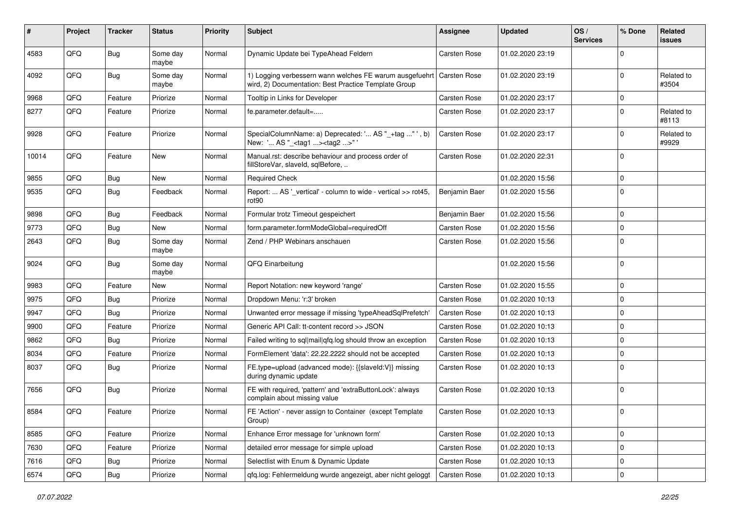| # | Project | Tracker | Status | Priority | Subject | Assignee | Updated | OS / Services | % Done | Related issues |
|---|---|---|---|---|---|---|---|---|---|---|
| 4583 | QFQ | Bug | Some day maybe | Normal | Dynamic Update bei TypeAhead Feldern | Carsten Rose | 01.02.2020 23:19 | | 0 | |
| 4092 | QFQ | Bug | Some day maybe | Normal | 1) Logging verbessern wann welches FE warum ausgefuehrt wird, 2) Documentation: Best Practice Template Group | Carsten Rose | 01.02.2020 23:19 | | 0 | Related to #3504 |
| 9968 | QFQ | Feature | Priorize | Normal | Tooltip in Links for Developer | Carsten Rose | 01.02.2020 23:17 | | 0 | |
| 8277 | QFQ | Feature | Priorize | Normal | fe.parameter.default=..... | Carsten Rose | 01.02.2020 23:17 | | 0 | Related to #8113 |
| 9928 | QFQ | Feature | Priorize | Normal | SpecialColumnName: a) Deprecated: '... AS "_+tag ..." ', b) New: '... AS "_<tag1 ...><tag2 ...>" ' | Carsten Rose | 01.02.2020 23:17 | | 0 | Related to #9929 |
| 10014 | QFQ | Feature | New | Normal | Manual.rst: describe behaviour and process order of fillStoreVar, slaveId, sqlBefore, .. | Carsten Rose | 01.02.2020 22:31 | | 0 | |
| 9855 | QFQ | Bug | New | Normal | Required Check | | 01.02.2020 15:56 | | 0 | |
| 9535 | QFQ | Bug | Feedback | Normal | Report: ... AS '_vertical' - column to wide - vertical >> rot45, rot90 | Benjamin Baer | 01.02.2020 15:56 | | 0 | |
| 9898 | QFQ | Bug | Feedback | Normal | Formular trotz Timeout gespeichert | Benjamin Baer | 01.02.2020 15:56 | | 0 | |
| 9773 | QFQ | Bug | New | Normal | form.parameter.formModeGlobal=requiredOff | Carsten Rose | 01.02.2020 15:56 | | 0 | |
| 2643 | QFQ | Bug | Some day maybe | Normal | Zend / PHP Webinars anschauen | Carsten Rose | 01.02.2020 15:56 | | 0 | |
| 9024 | QFQ | Bug | Some day maybe | Normal | QFQ Einarbeitung | | 01.02.2020 15:56 | | 0 | |
| 9983 | QFQ | Feature | New | Normal | Report Notation: new keyword 'range' | Carsten Rose | 01.02.2020 15:55 | | 0 | |
| 9975 | QFQ | Bug | Priorize | Normal | Dropdown Menu: 'r:3' broken | Carsten Rose | 01.02.2020 10:13 | | 0 | |
| 9947 | QFQ | Bug | Priorize | Normal | Unwanted error message if missing 'typeAheadSqlPrefetch' | Carsten Rose | 01.02.2020 10:13 | | 0 | |
| 9900 | QFQ | Feature | Priorize | Normal | Generic API Call: tt-content record >> JSON | Carsten Rose | 01.02.2020 10:13 | | 0 | |
| 9862 | QFQ | Bug | Priorize | Normal | Failed writing to sql\|mail\|qfq.log should throw an exception | Carsten Rose | 01.02.2020 10:13 | | 0 | |
| 8034 | QFQ | Feature | Priorize | Normal | FormElement 'data': 22.22.2222 should not be accepted | Carsten Rose | 01.02.2020 10:13 | | 0 | |
| 8037 | QFQ | Bug | Priorize | Normal | FE.type=upload (advanced mode): {{slaveId:V}} missing during dynamic update | Carsten Rose | 01.02.2020 10:13 | | 0 | |
| 7656 | QFQ | Bug | Priorize | Normal | FE with required, 'pattern' and 'extraButtonLock': always complain about missing value | Carsten Rose | 01.02.2020 10:13 | | 0 | |
| 8584 | QFQ | Feature | Priorize | Normal | FE 'Action' - never assign to Container (except Template Group) | Carsten Rose | 01.02.2020 10:13 | | 0 | |
| 8585 | QFQ | Feature | Priorize | Normal | Enhance Error message for 'unknown form' | Carsten Rose | 01.02.2020 10:13 | | 0 | |
| 7630 | QFQ | Feature | Priorize | Normal | detailed error message for simple upload | Carsten Rose | 01.02.2020 10:13 | | 0 | |
| 7616 | QFQ | Bug | Priorize | Normal | Selectlist with Enum & Dynamic Update | Carsten Rose | 01.02.2020 10:13 | | 0 | |
| 6574 | QFQ | Bug | Priorize | Normal | qfq.log: Fehlermeldung wurde angezeigt, aber nicht geloggt | Carsten Rose | 01.02.2020 10:13 | | 0 | |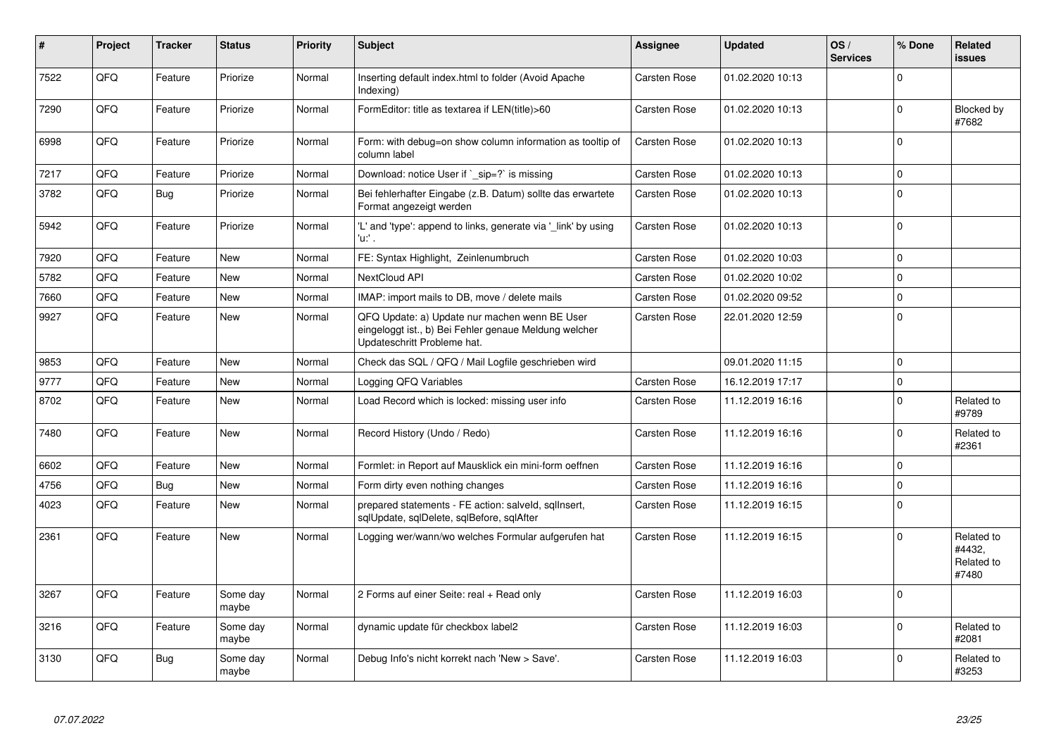| # | Project | Tracker | Status | Priority | Subject | Assignee | Updated | OS / Services | % Done | Related issues |
|---|---|---|---|---|---|---|---|---|---|---|
| 7522 | QFQ | Feature | Priorize | Normal | Inserting default index.html to folder (Avoid Apache Indexing) | Carsten Rose | 01.02.2020 10:13 | | 0 | |
| 7290 | QFQ | Feature | Priorize | Normal | FormEditor: title as textarea if LEN(title)>60 | Carsten Rose | 01.02.2020 10:13 | | 0 | Blocked by #7682 |
| 6998 | QFQ | Feature | Priorize | Normal | Form: with debug=on show column information as tooltip of column label | Carsten Rose | 01.02.2020 10:13 | | 0 | |
| 7217 | QFQ | Feature | Priorize | Normal | Download: notice User if `_sip=?` is missing | Carsten Rose | 01.02.2020 10:13 | | 0 | |
| 3782 | QFQ | Bug | Priorize | Normal | Bei fehlerhafter Eingabe (z.B. Datum) sollte das erwartete Format angezeigt werden | Carsten Rose | 01.02.2020 10:13 | | 0 | |
| 5942 | QFQ | Feature | Priorize | Normal | 'L' and 'type': append to links, generate via '_link' by using 'u:' . | Carsten Rose | 01.02.2020 10:13 | | 0 | |
| 7920 | QFQ | Feature | New | Normal | FE: Syntax Highlight, Zeilenumbruch | Carsten Rose | 01.02.2020 10:03 | | 0 | |
| 5782 | QFQ | Feature | New | Normal | NextCloud API | Carsten Rose | 01.02.2020 10:02 | | 0 | |
| 7660 | QFQ | Feature | New | Normal | IMAP: import mails to DB, move / delete mails | Carsten Rose | 01.02.2020 09:52 | | 0 | |
| 9927 | QFQ | Feature | New | Normal | QFQ Update: a) Update nur machen wenn BE User eingeloggt ist., b) Bei Fehler genaue Meldung welcher Updateschritt Probleme hat. | Carsten Rose | 22.01.2020 12:59 | | 0 | |
| 9853 | QFQ | Feature | New | Normal | Check das SQL / QFQ / Mail Logfile geschrieben wird | | 09.01.2020 11:15 | | 0 | |
| 9777 | QFQ | Feature | New | Normal | Logging QFQ Variables | Carsten Rose | 16.12.2019 17:17 | | 0 | |
| 8702 | QFQ | Feature | New | Normal | Load Record which is locked: missing user info | Carsten Rose | 11.12.2019 16:16 | | 0 | Related to #9789 |
| 7480 | QFQ | Feature | New | Normal | Record History (Undo / Redo) | Carsten Rose | 11.12.2019 16:16 | | 0 | Related to #2361 |
| 6602 | QFQ | Feature | New | Normal | Formlet: in Report auf Mausklick ein mini-form oeffnen | Carsten Rose | 11.12.2019 16:16 | | 0 | |
| 4756 | QFQ | Bug | New | Normal | Form dirty even nothing changes | Carsten Rose | 11.12.2019 16:16 | | 0 | |
| 4023 | QFQ | Feature | New | Normal | prepared statements - FE action: salveld, sqlInsert, sqlUpdate, sqlDelete, sqlBefore, sqlAfter | Carsten Rose | 11.12.2019 16:15 | | 0 | |
| 2361 | QFQ | Feature | New | Normal | Logging wer/wann/wo welches Formular aufgerufen hat | Carsten Rose | 11.12.2019 16:15 | | 0 | Related to #4432, Related to #7480 |
| 3267 | QFQ | Feature | Some day maybe | Normal | 2 Forms auf einer Seite: real + Read only | Carsten Rose | 11.12.2019 16:03 | | 0 | |
| 3216 | QFQ | Feature | Some day maybe | Normal | dynamic update für checkbox label2 | Carsten Rose | 11.12.2019 16:03 | | 0 | Related to #2081 |
| 3130 | QFQ | Bug | Some day maybe | Normal | Debug Info's nicht korrekt nach 'New > Save'. | Carsten Rose | 11.12.2019 16:03 | | 0 | Related to #3253 |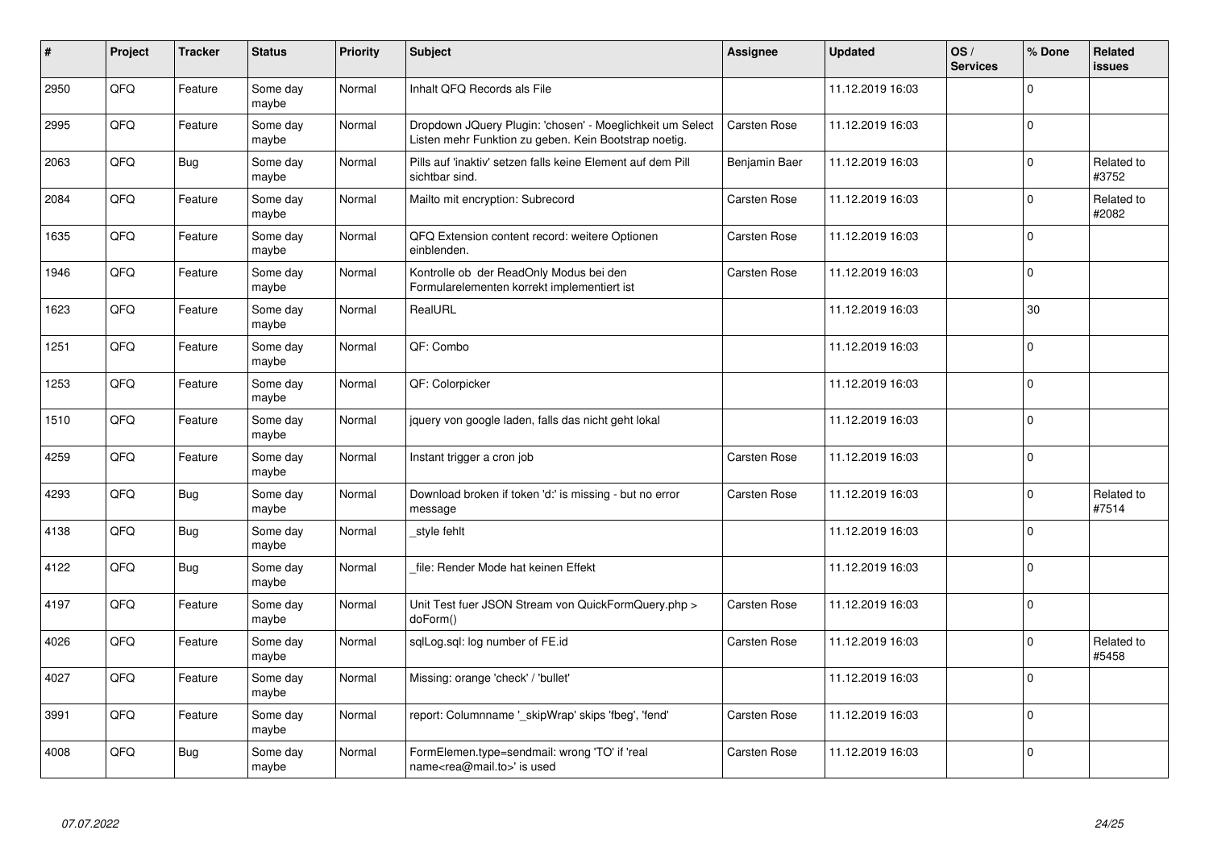| # | Project | Tracker | Status | Priority | Subject | Assignee | Updated | OS / Services | % Done | Related issues |
|---|---|---|---|---|---|---|---|---|---|---|
| 2950 | QFQ | Feature | Some day maybe | Normal | Inhalt QFQ Records als File | | 11.12.2019 16:03 | | 0 | |
| 2995 | QFQ | Feature | Some day maybe | Normal | Dropdown JQuery Plugin: 'chosen' - Moeglichkeit um Select Listen mehr Funktion zu geben. Kein Bootstrap noetig. | Carsten Rose | 11.12.2019 16:03 | | 0 | |
| 2063 | QFQ | Bug | Some day maybe | Normal | Pills auf 'inaktiv' setzen falls keine Element auf dem Pill sichtbar sind. | Benjamin Baer | 11.12.2019 16:03 | | 0 | Related to #3752 |
| 2084 | QFQ | Feature | Some day maybe | Normal | Mailto mit encryption: Subrecord | Carsten Rose | 11.12.2019 16:03 | | 0 | Related to #2082 |
| 1635 | QFQ | Feature | Some day maybe | Normal | QFQ Extension content record: weitere Optionen einblenden. | Carsten Rose | 11.12.2019 16:03 | | 0 | |
| 1946 | QFQ | Feature | Some day maybe | Normal | Kontrolle ob der ReadOnly Modus bei den Formularelementen korrekt implementiert ist | Carsten Rose | 11.12.2019 16:03 | | 0 | |
| 1623 | QFQ | Feature | Some day maybe | Normal | RealURL | | 11.12.2019 16:03 | | 30 | |
| 1251 | QFQ | Feature | Some day maybe | Normal | QF: Combo | | 11.12.2019 16:03 | | 0 | |
| 1253 | QFQ | Feature | Some day maybe | Normal | QF: Colorpicker | | 11.12.2019 16:03 | | 0 | |
| 1510 | QFQ | Feature | Some day maybe | Normal | jquery von google laden, falls das nicht geht lokal | | 11.12.2019 16:03 | | 0 | |
| 4259 | QFQ | Feature | Some day maybe | Normal | Instant trigger a cron job | Carsten Rose | 11.12.2019 16:03 | | 0 | |
| 4293 | QFQ | Bug | Some day maybe | Normal | Download broken if token 'd:' is missing - but no error message | Carsten Rose | 11.12.2019 16:03 | | 0 | Related to #7514 |
| 4138 | QFQ | Bug | Some day maybe | Normal | _style fehlt | | 11.12.2019 16:03 | | 0 | |
| 4122 | QFQ | Bug | Some day maybe | Normal | _file: Render Mode hat keinen Effekt | | 11.12.2019 16:03 | | 0 | |
| 4197 | QFQ | Feature | Some day maybe | Normal | Unit Test fuer JSON Stream von QuickFormQuery.php > doForm() | Carsten Rose | 11.12.2019 16:03 | | 0 | |
| 4026 | QFQ | Feature | Some day maybe | Normal | sqlLog.sql: log number of FE.id | Carsten Rose | 11.12.2019 16:03 | | 0 | Related to #5458 |
| 4027 | QFQ | Feature | Some day maybe | Normal | Missing: orange 'check' / 'bullet' | | 11.12.2019 16:03 | | 0 | |
| 3991 | QFQ | Feature | Some day maybe | Normal | report: Columnname '_skipWrap' skips 'fbeg', 'fend' | Carsten Rose | 11.12.2019 16:03 | | 0 | |
| 4008 | QFQ | Bug | Some day maybe | Normal | FormElemen.type=sendmail: wrong 'TO' if 'real name<rea@mail.to>' is used | Carsten Rose | 11.12.2019 16:03 | | 0 | |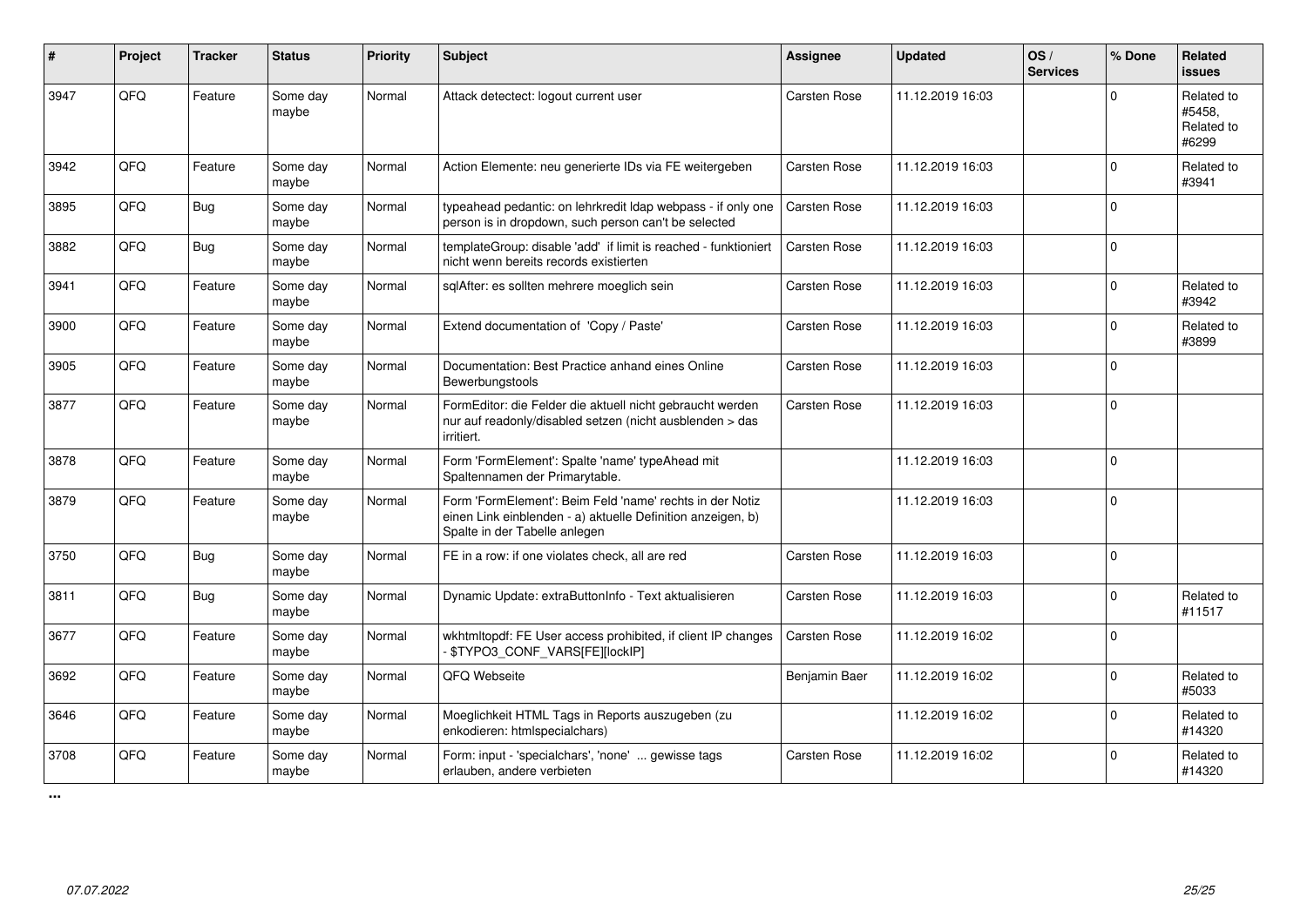| # | Project | Tracker | Status | Priority | Subject | Assignee | Updated | OS / Services | % Done | Related issues |
|---|---|---|---|---|---|---|---|---|---|---|
| 3947 | QFQ | Feature | Some day maybe | Normal | Attack detectect: logout current user | Carsten Rose | 11.12.2019 16:03 | | 0 | Related to #5458, Related to #6299 |
| 3942 | QFQ | Feature | Some day maybe | Normal | Action Elemente: neu generierte IDs via FE weitergeben | Carsten Rose | 11.12.2019 16:03 | | 0 | Related to #3941 |
| 3895 | QFQ | Bug | Some day maybe | Normal | typeahead pedantic: on lehrkredit ldap webpass - if only one person is in dropdown, such person can't be selected | Carsten Rose | 11.12.2019 16:03 | | 0 | |
| 3882 | QFQ | Bug | Some day maybe | Normal | templateGroup: disable 'add' if limit is reached - funktioniert nicht wenn bereits records existierten | Carsten Rose | 11.12.2019 16:03 | | 0 | |
| 3941 | QFQ | Feature | Some day maybe | Normal | sqlAfter: es sollten mehrere moeglich sein | Carsten Rose | 11.12.2019 16:03 | | 0 | Related to #3942 |
| 3900 | QFQ | Feature | Some day maybe | Normal | Extend documentation of 'Copy / Paste' | Carsten Rose | 11.12.2019 16:03 | | 0 | Related to #3899 |
| 3905 | QFQ | Feature | Some day maybe | Normal | Documentation: Best Practice anhand eines Online Bewerbungstools | Carsten Rose | 11.12.2019 16:03 | | 0 | |
| 3877 | QFQ | Feature | Some day maybe | Normal | FormEditor: die Felder die aktuell nicht gebraucht werden nur auf readonly/disabled setzen (nicht ausblenden > das irritiert. | Carsten Rose | 11.12.2019 16:03 | | 0 | |
| 3878 | QFQ | Feature | Some day maybe | Normal | Form 'FormElement': Spalte 'name' typeAhead mit Spaltennamen der Primarytable. | | 11.12.2019 16:03 | | 0 | |
| 3879 | QFQ | Feature | Some day maybe | Normal | Form 'FormElement': Beim Feld 'name' rechts in der Notiz einen Link einblenden - a) aktuelle Definition anzeigen, b) Spalte in der Tabelle anlegen | | 11.12.2019 16:03 | | 0 | |
| 3750 | QFQ | Bug | Some day maybe | Normal | FE in a row: if one violates check, all are red | Carsten Rose | 11.12.2019 16:03 | | 0 | |
| 3811 | QFQ | Bug | Some day maybe | Normal | Dynamic Update: extraButtonInfo - Text aktualisieren | Carsten Rose | 11.12.2019 16:03 | | 0 | Related to #11517 |
| 3677 | QFQ | Feature | Some day maybe | Normal | wkhtmltopdf: FE User access prohibited, if client IP changes - $TYPO3_CONF_VARS[FE][lockIP] | Carsten Rose | 11.12.2019 16:02 | | 0 | |
| 3692 | QFQ | Feature | Some day maybe | Normal | QFQ Webseite | Benjamin Baer | 11.12.2019 16:02 | | 0 | Related to #5033 |
| 3646 | QFQ | Feature | Some day maybe | Normal | Moeglichkeit HTML Tags in Reports auszugeben (zu enkodieren: htmlspecialchars) | | 11.12.2019 16:02 | | 0 | Related to #14320 |
| 3708 | QFQ | Feature | Some day maybe | Normal | Form: input - 'specialchars', 'none' ... gewisse tags erlauben, andere verbieten | Carsten Rose | 11.12.2019 16:02 | | 0 | Related to #14320 |

...